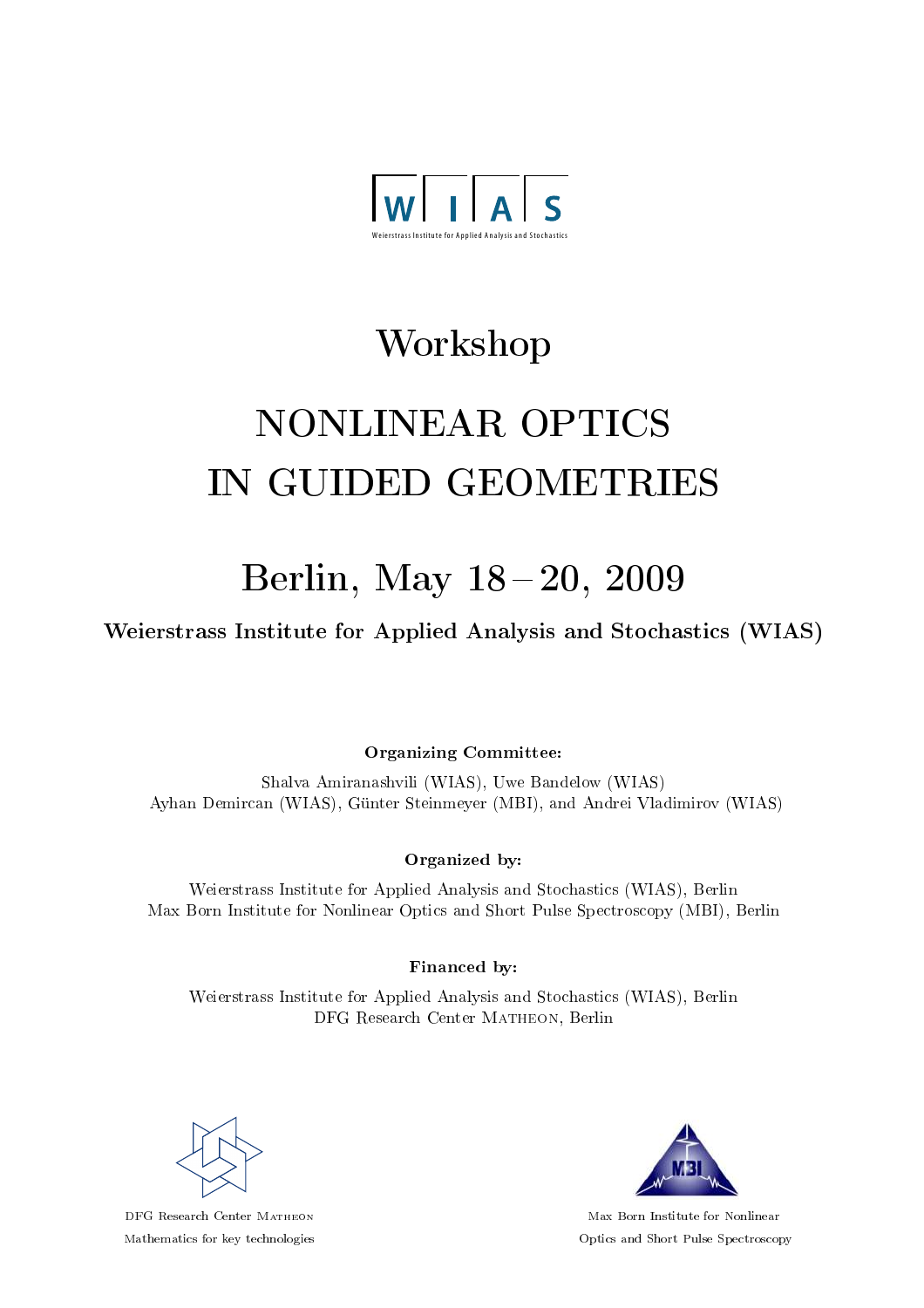W I A S

Weierstrass Institute for Applied Analysis and Stochastics

# Workshop

# NONLINEAR OPTICS IN GUIDED GEOMETRIES

## Berlin, May 18 – 20, 2009

**Weierstrass Institute for Applied Analysis and Stochastics (WIAS)**

**Organizing Committee:**

Shalva Amiranashvili (WIAS), Uwe Bandelow (WIAS)
Ayhan Demircan (WIAS), Günter Steinmeyer (MBI), and Andrei Vladimirov (WIAS)

**Organized by:**

Weierstrass Institute for Applied Analysis and Stochastics (WIAS), Berlin
Max Born Institute for Nonlinear Optics and Short Pulse Spectroscopy (MBI), Berlin

**Financed by:**

Weierstrass Institute for Applied Analysis and Stochastics (WIAS), Berlin
DFG Research Center MATHEON, Berlin

DFG Research Center MATHEON
Mathematics for key technologies

Max Born Institute for Nonlinear Optics and Short Pulse Spectroscopy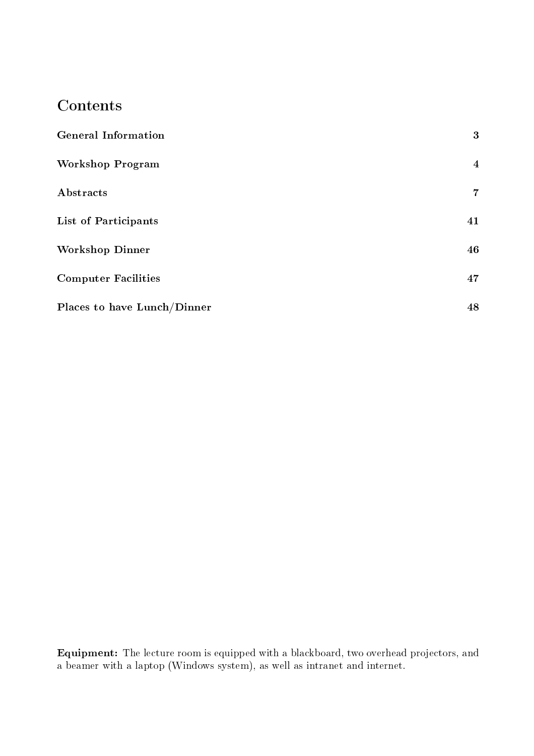# Contents

| | |
|---|---|
| **General Information** | **3** |
| **Workshop Program** | **4** |
| **Abstracts** | **7** |
| **List of Participants** | **41** |
| **Workshop Dinner** | **46** |
| **Computer Facilities** | **47** |
| **Places to have Lunch/Dinner** | **48** |

**Equipment:** The lecture room is equipped with a blackboard, two overhead projectors, and a beamer with a laptop (Windows system), as well as intranet and internet.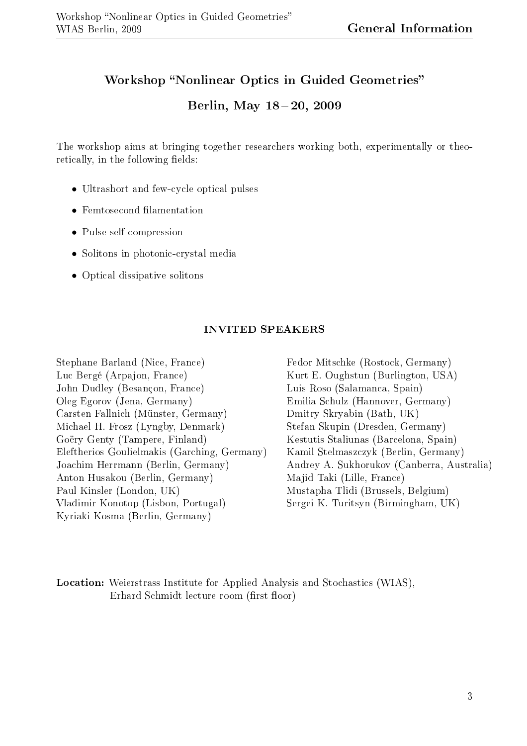# Workshop "Nonlinear Optics in Guided Geometries"

## Berlin, May 18 – 20, 2009

The workshop aims at bringing together researchers working both, experimentally or theoretically, in the following fields:

- Ultrashort and few-cycle optical pulses
- Femtosecond filamentation
- Pulse self-compression
- Solitons in photonic-crystal media
- Optical dissipative solitons

### INVITED SPEAKERS

Stephane Barland (Nice, France)
Luc Bergé (Arpajon, France)
John Dudley (Besançon, France)
Oleg Egorov (Jena, Germany)
Carsten Fallnich (Münster, Germany)
Michael H. Frosz (Lyngby, Denmark)
Goëry Genty (Tampere, Finland)
Eleftherios Goulielmakis (Garching, Germany)
Joachim Herrmann (Berlin, Germany)
Anton Husakou (Berlin, Germany)
Paul Kinsler (London, UK)
Vladimir Konotop (Lisbon, Portugal)
Kyriaki Kosma (Berlin, Germany)
Fedor Mitschke (Rostock, Germany)
Kurt E. Oughstun (Burlington, USA)
Luis Roso (Salamanca, Spain)
Emilia Schulz (Hannover, Germany)
Dmitry Skryabin (Bath, UK)
Stefan Skupin (Dresden, Germany)
Kestutis Staliunas (Barcelona, Spain)
Kamil Stelmaszczyk (Berlin, Germany)
Andrey A. Sukhorukov (Canberra, Australia)
Majid Taki (Lille, France)
Mustapha Tlidi (Brussels, Belgium)
Sergei K. Turitsyn (Birmingham, UK)

**Location:** Weierstrass Institute for Applied Analysis and Stochastics (WIAS), Erhard Schmidt lecture room (first floor)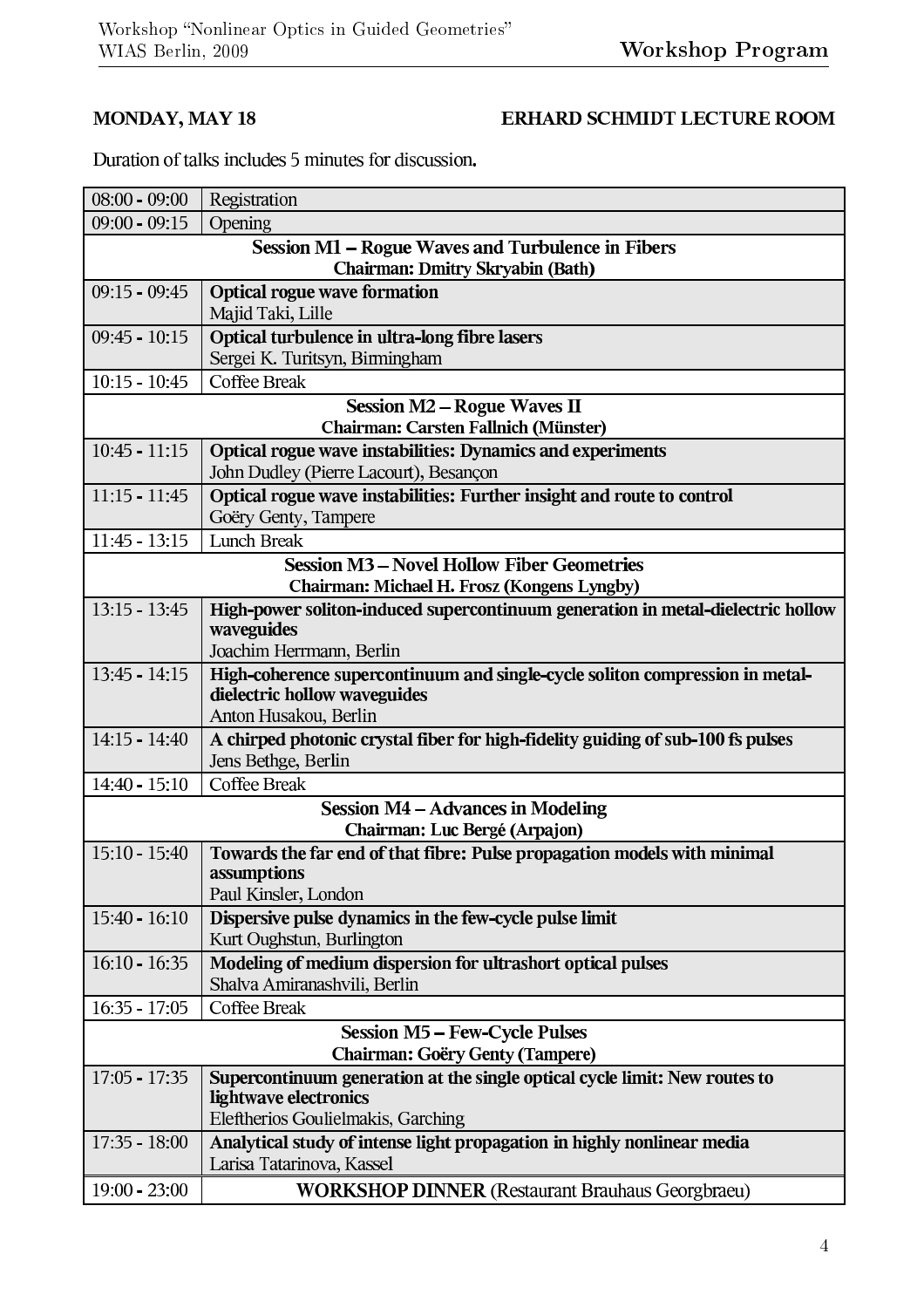**MONDAY, MAY 18** **ERHARD SCHMIDT LECTURE ROOM**

Duration of talks includes 5 minutes for discussion.

| | |
|---|---|
| 08:00 - 09:00 | Registration |
| 09:00 - 09:15 | Opening |
| **Session M1 – Rogue Waves and Turbulence in Fibers** **Chairman: Dmitry Skryabin (Bath)** | |
| 09:15 - 09:45 | **Optical rogue wave formation** Majid Taki, Lille |
| 09:45 - 10:15 | **Optical turbulence in ultra-long fibre lasers** Sergei K. Turitsyn, Birmingham |
| 10:15 - 10:45 | Coffee Break |
| **Session M2 – Rogue Waves II** **Chairman: Carsten Fallnich (Münster)** | |
| 10:45 - 11:15 | **Optical rogue wave instabilities: Dynamics and experiments** John Dudley (Pierre Lacourt), Besançon |
| 11:15 - 11:45 | **Optical rogue wave instabilities: Further insight and route to control** Goëry Genty, Tampere |
| 11:45 - 13:15 | Lunch Break |
| **Session M3 – Novel Hollow Fiber Geometries** **Chairman: Michael H. Frosz (Kongens Lyngby)** | |
| 13:15 - 13:45 | **High-power soliton-induced supercontinuum generation in metal-dielectric hollow waveguides** Joachim Herrmann, Berlin |
| 13:45 - 14:15 | **High-coherence supercontinuum and single-cycle soliton compression in metal-dielectric hollow waveguides** Anton Husakou, Berlin |
| 14:15 - 14:40 | **A chirped photonic crystal fiber for high-fidelity guiding of sub-100 fs pulses** Jens Bethge, Berlin |
| 14:40 - 15:10 | Coffee Break |
| **Session M4 – Advances in Modeling** **Chairman: Luc Bergé (Arpajon)** | |
| 15:10 - 15:40 | **Towards the far end of that fibre: Pulse propagation models with minimal assumptions** Paul Kinsler, London |
| 15:40 - 16:10 | **Dispersive pulse dynamics in the few-cycle pulse limit** Kurt Oughstun, Burlington |
| 16:10 - 16:35 | **Modeling of medium dispersion for ultrashort optical pulses** Shalva Amiranashvili, Berlin |
| 16:35 - 17:05 | Coffee Break |
| **Session M5 – Few-Cycle Pulses** **Chairman: Goëry Genty (Tampere)** | |
| 17:05 - 17:35 | **Supercontinuum generation at the single optical cycle limit: New routes to lightwave electronics** Eleftherios Goulielmakis, Garching |
| 17:35 - 18:00 | **Analytical study of intense light propagation in highly nonlinear media** Larisa Tatarinova, Kassel |
| 19:00 - 23:00 | **WORKSHOP DINNER** (Restaurant Brauhaus Georgbraeu) |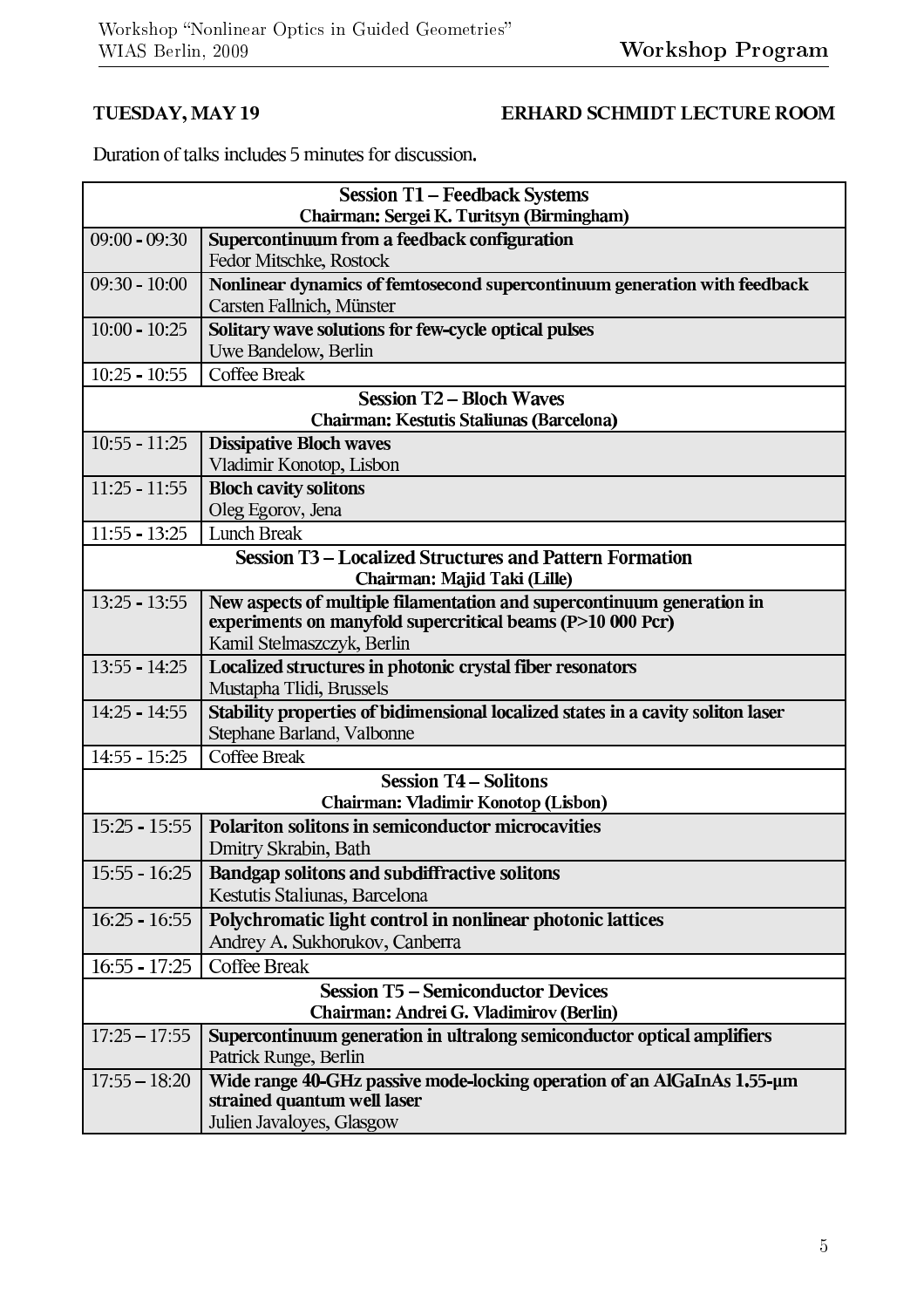**TUESDAY, MAY 19** — **ERHARD SCHMIDT LECTURE ROOM**

Duration of talks includes 5 minutes for discussion.

| | |
|---|---|
| **Session T1 – Feedback Systems** | |
| **Chairman: Sergei K. Turitsyn (Birmingham)** | |
| 09:00 - 09:30 | **Supercontinuum from a feedback configuration**<br>Fedor Mitschke, Rostock |
| 09:30 - 10:00 | **Nonlinear dynamics of femtosecond supercontinuum generation with feedback**<br>Carsten Fallnich, Münster |
| 10:00 - 10:25 | **Solitary wave solutions for few-cycle optical pulses**<br>Uwe Bandelow, Berlin |
| 10:25 - 10:55 | Coffee Break |
| **Session T2 – Bloch Waves** | |
| **Chairman: Kestutis Staliunas (Barcelona)** | |
| 10:55 - 11:25 | **Dissipative Bloch waves**<br>Vladimir Konotop, Lisbon |
| 11:25 - 11:55 | **Bloch cavity solitons**<br>Oleg Egorov, Jena |
| 11:55 - 13:25 | Lunch Break |
| **Session T3 – Localized Structures and Pattern Formation** | |
| **Chairman: Majid Taki (Lille)** | |
| 13:25 - 13:55 | **New aspects of multiple filamentation and supercontinuum generation in experiments on manyfold supercritical beams (P>10 000 Pcr)**<br>Kamil Stelmaszczyk, Berlin |
| 13:55 - 14:25 | **Localized structures in photonic crystal fiber resonators**<br>Mustapha Tlidi, Brussels |
| 14:25 - 14:55 | **Stability properties of bidimensional localized states in a cavity soliton laser**<br>Stephane Barland, Valbonne |
| 14:55 - 15:25 | Coffee Break |
| **Session T4 – Solitons** | |
| **Chairman: Vladimir Konotop (Lisbon)** | |
| 15:25 - 15:55 | **Polariton solitons in semiconductor microcavities**<br>Dmitry Skrabin, Bath |
| 15:55 - 16:25 | **Bandgap solitons and subdiffractive solitons**<br>Kestutis Staliunas, Barcelona |
| 16:25 - 16:55 | **Polychromatic light control in nonlinear photonic lattices**<br>Andrey A. Sukhorukov, Canberra |
| 16:55 - 17:25 | Coffee Break |
| **Session T5 – Semiconductor Devices** | |
| **Chairman: Andrei G. Vladimirov (Berlin)** | |
| 17:25 – 17:55 | **Supercontinuum generation in ultralong semiconductor optical amplifiers**<br>Patrick Runge, Berlin |
| 17:55 – 18:20 | **Wide range 40-GHz passive mode-locking operation of an AlGaInAs 1.55-µm strained quantum well laser**<br>Julien Javaloyes, Glasgow |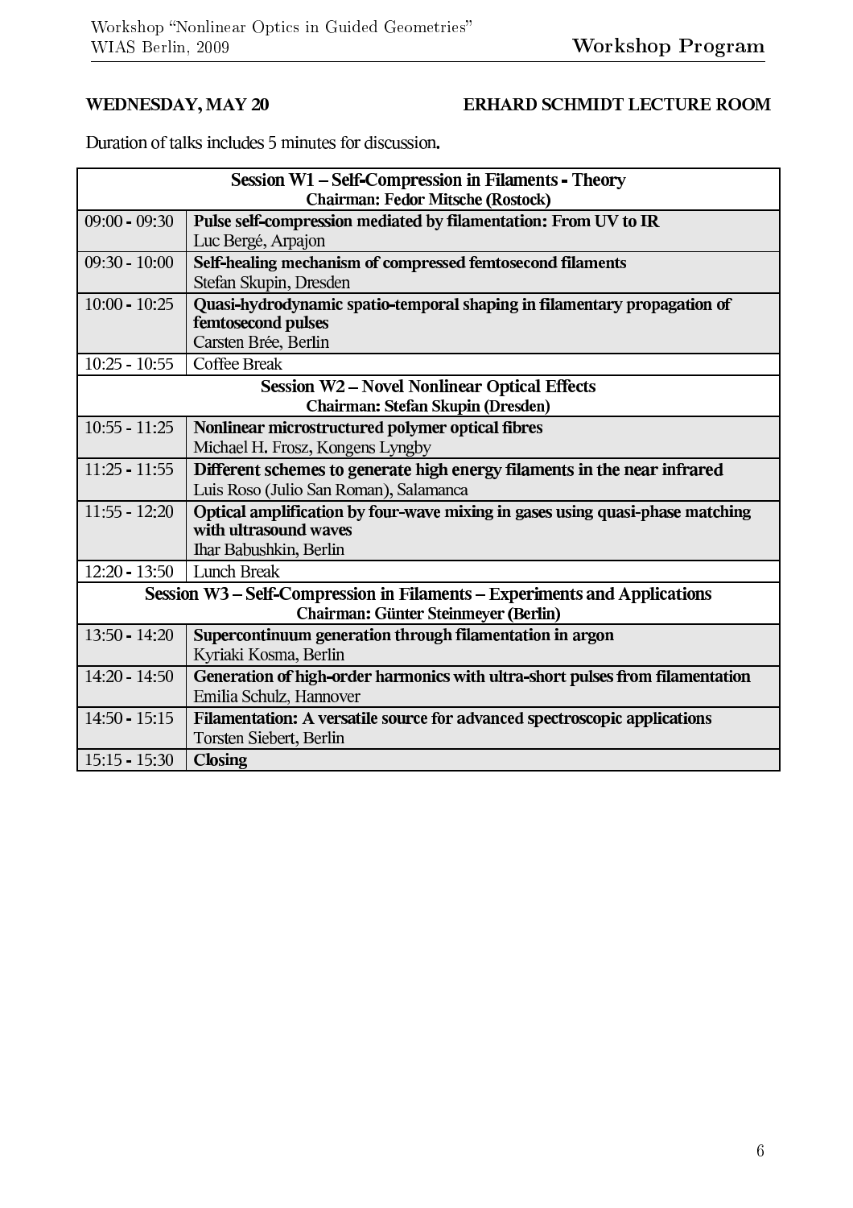**WEDNESDAY, MAY 20** **ERHARD SCHMIDT LECTURE ROOM**

Duration of talks includes 5 minutes for discussion.

| Session W1 – Self-Compression in Filaments - Theory<br>Chairman: Fedor Mitsche (Rostock) | |
|---|---|
| 09:00 - 09:30 | **Pulse self-compression mediated by filamentation: From UV to IR**<br>Luc Bergé, Arpajon |
| 09:30 - 10:00 | **Self-healing mechanism of compressed femtosecond filaments**<br>Stefan Skupin, Dresden |
| 10:00 - 10:25 | **Quasi-hydrodynamic spatio-temporal shaping in filamentary propagation of femtosecond pulses**<br>Carsten Brée, Berlin |
| 10:25 - 10:55 | Coffee Break |
| **Session W2 – Novel Nonlinear Optical Effects**<br>**Chairman: Stefan Skupin (Dresden)** | |
| 10:55 - 11:25 | **Nonlinear microstructured polymer optical fibres**<br>Michael H. Frosz, Kongens Lyngby |
| 11:25 - 11:55 | **Different schemes to generate high energy filaments in the near infrared**<br>Luis Roso (Julio San Roman), Salamanca |
| 11:55 - 12:20 | **Optical amplification by four-wave mixing in gases using quasi-phase matching with ultrasound waves**<br>Ihar Babushkin, Berlin |
| 12:20 - 13:50 | Lunch Break |
| **Session W3 – Self-Compression in Filaments – Experiments and Applications**<br>**Chairman: Günter Steinmeyer (Berlin)** | |
| 13:50 - 14:20 | **Supercontinuum generation through filamentation in argon**<br>Kyriaki Kosma, Berlin |
| 14:20 - 14:50 | **Generation of high-order harmonics with ultra-short pulses from filamentation**<br>Emilia Schulz, Hannover |
| 14:50 - 15:15 | **Filamentation: A versatile source for advanced spectroscopic applications**<br>Torsten Siebert, Berlin |
| 15:15 - 15:30 | **Closing** |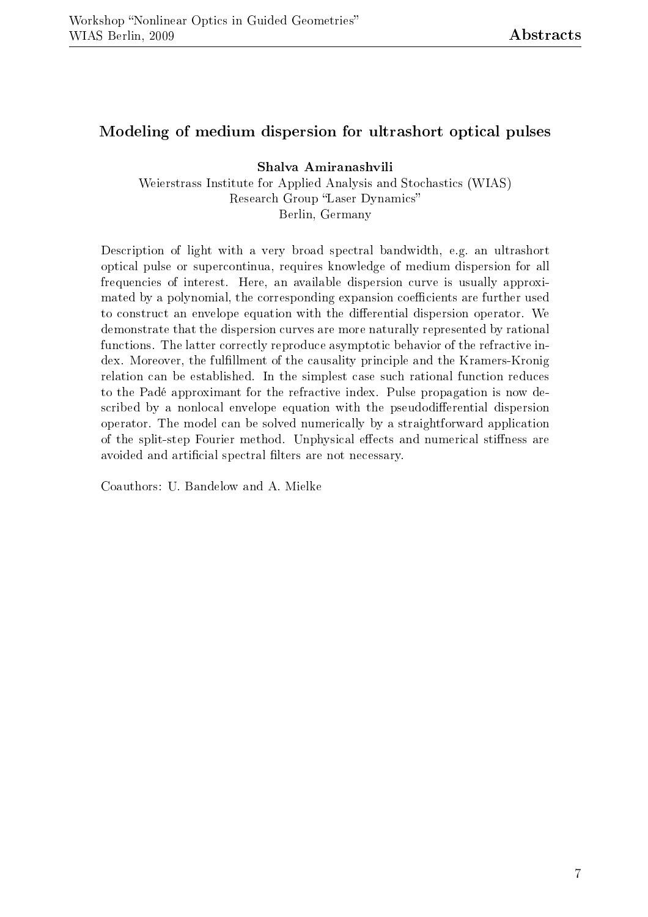## Modeling of medium dispersion for ultrashort optical pulses

**Shalva Amiranashvili**
Weierstrass Institute for Applied Analysis and Stochastics (WIAS)
Research Group "Laser Dynamics"
Berlin, Germany

Description of light with a very broad spectral bandwidth, e.g. an ultrashort optical pulse or supercontinua, requires knowledge of medium dispersion for all frequencies of interest. Here, an available dispersion curve is usually approximated by a polynomial, the corresponding expansion coefficients are further used to construct an envelope equation with the differential dispersion operator. We demonstrate that the dispersion curves are more naturally represented by rational functions. The latter correctly reproduce asymptotic behavior of the refractive index. Moreover, the fulfillment of the causality principle and the Kramers-Kronig relation can be established. In the simplest case such rational function reduces to the Padé approximant for the refractive index. Pulse propagation is now described by a nonlocal envelope equation with the pseudodifferential dispersion operator. The model can be solved numerically by a straightforward application of the split-step Fourier method. Unphysical effects and numerical stiffness are avoided and artificial spectral filters are not necessary.

Coauthors: U. Bandelow and A. Mielke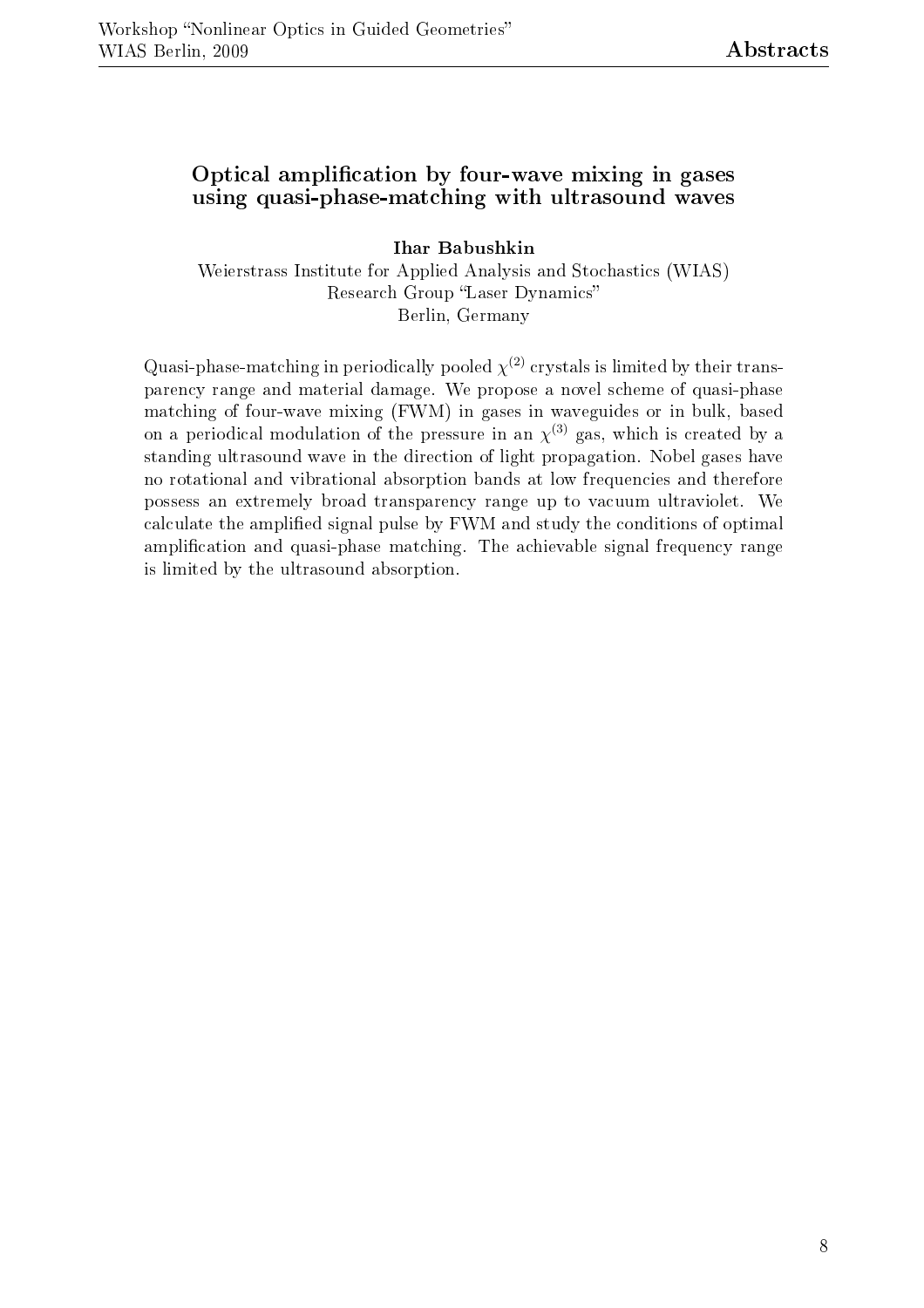## Optical amplification by four-wave mixing in gases using quasi-phase-matching with ultrasound waves

**Ihar Babushkin**

Weierstrass Institute for Applied Analysis and Stochastics (WIAS)
Research Group "Laser Dynamics"
Berlin, Germany

Quasi-phase-matching in periodically pooled $\chi^{(2)}$ crystals is limited by their transparency range and material damage. We propose a novel scheme of quasi-phase matching of four-wave mixing (FWM) in gases in waveguides or in bulk, based on a periodical modulation of the pressure in an $\chi^{(3)}$ gas, which is created by a standing ultrasound wave in the direction of light propagation. Nobel gases have no rotational and vibrational absorption bands at low frequencies and therefore possess an extremely broad transparency range up to vacuum ultraviolet. We calculate the amplified signal pulse by FWM and study the conditions of optimal amplification and quasi-phase matching. The achievable signal frequency range is limited by the ultrasound absorption.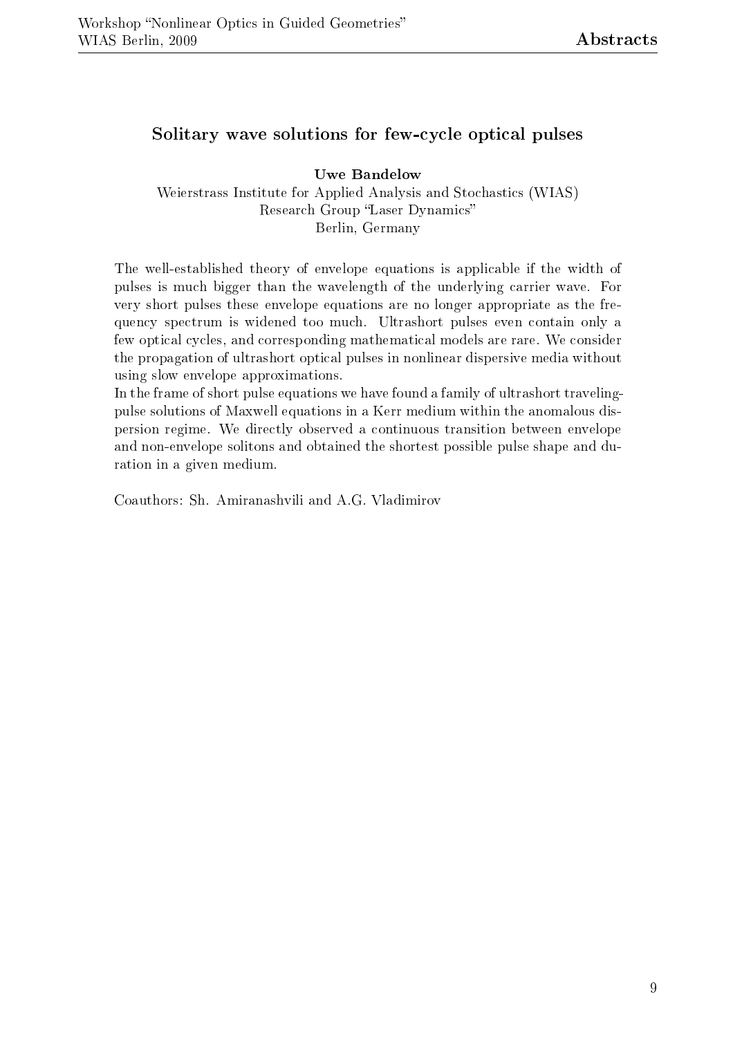## Solitary wave solutions for few-cycle optical pulses

**Uwe Bandelow**
Weierstrass Institute for Applied Analysis and Stochastics (WIAS)
Research Group "Laser Dynamics"
Berlin, Germany

The well-established theory of envelope equations is applicable if the width of pulses is much bigger than the wavelength of the underlying carrier wave. For very short pulses these envelope equations are no longer appropriate as the frequency spectrum is widened too much. Ultrashort pulses even contain only a few optical cycles, and corresponding mathematical models are rare. We consider the propagation of ultrashort optical pulses in nonlinear dispersive media without using slow envelope approximations.
In the frame of short pulse equations we have found a family of ultrashort traveling-pulse solutions of Maxwell equations in a Kerr medium within the anomalous dispersion regime. We directly observed a continuous transition between envelope and non-envelope solitons and obtained the shortest possible pulse shape and duration in a given medium.

Coauthors: Sh. Amiranashvili and A.G. Vladimirov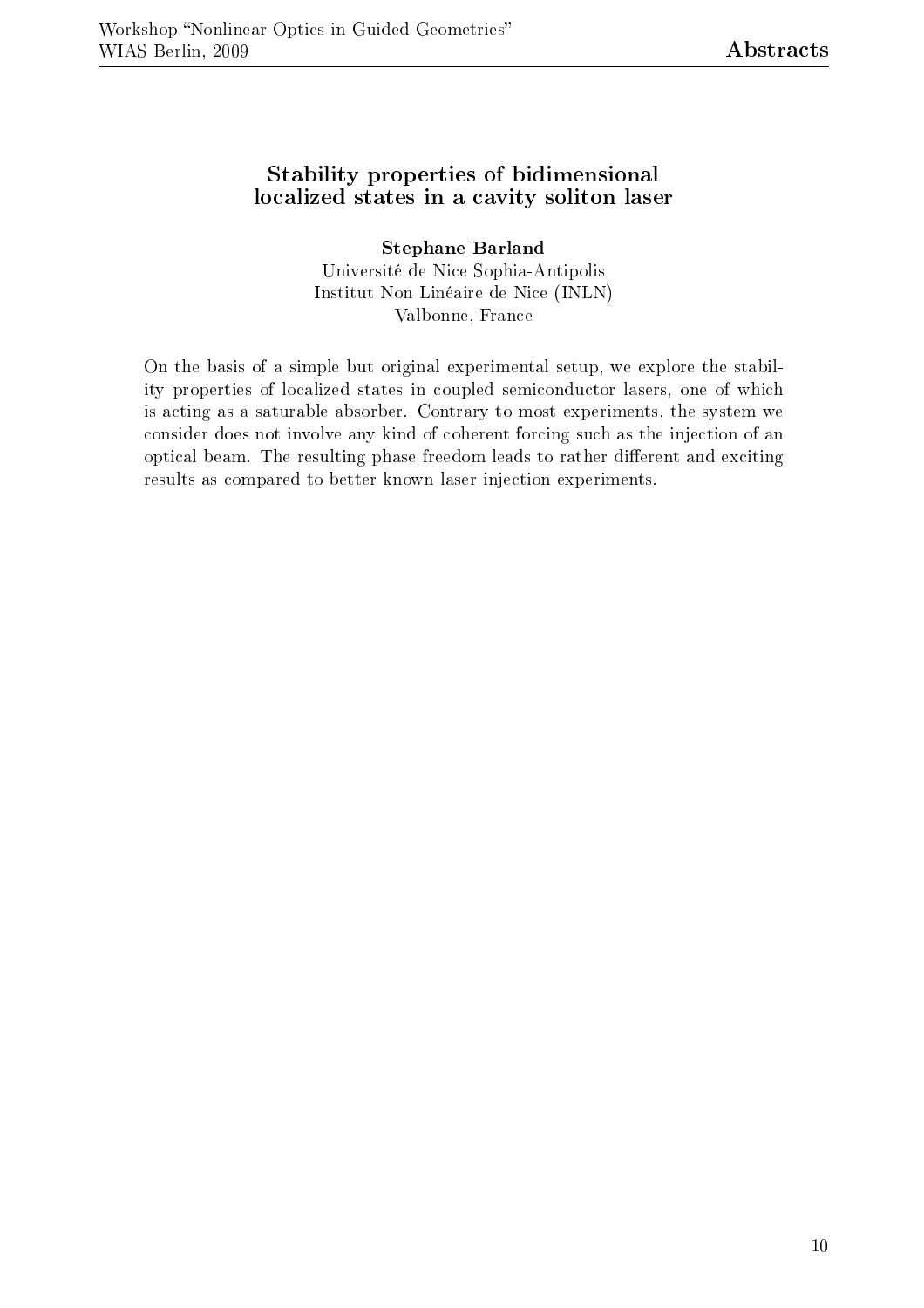## Stability properties of bidimensional localized states in a cavity soliton laser

**Stephane Barland**
Université de Nice Sophia-Antipolis
Institut Non Linéaire de Nice (INLN)
Valbonne, France

On the basis of a simple but original experimental setup, we explore the stability properties of localized states in coupled semiconductor lasers, one of which is acting as a saturable absorber. Contrary to most experiments, the system we consider does not involve any kind of coherent forcing such as the injection of an optical beam. The resulting phase freedom leads to rather different and exciting results as compared to better known laser injection experiments.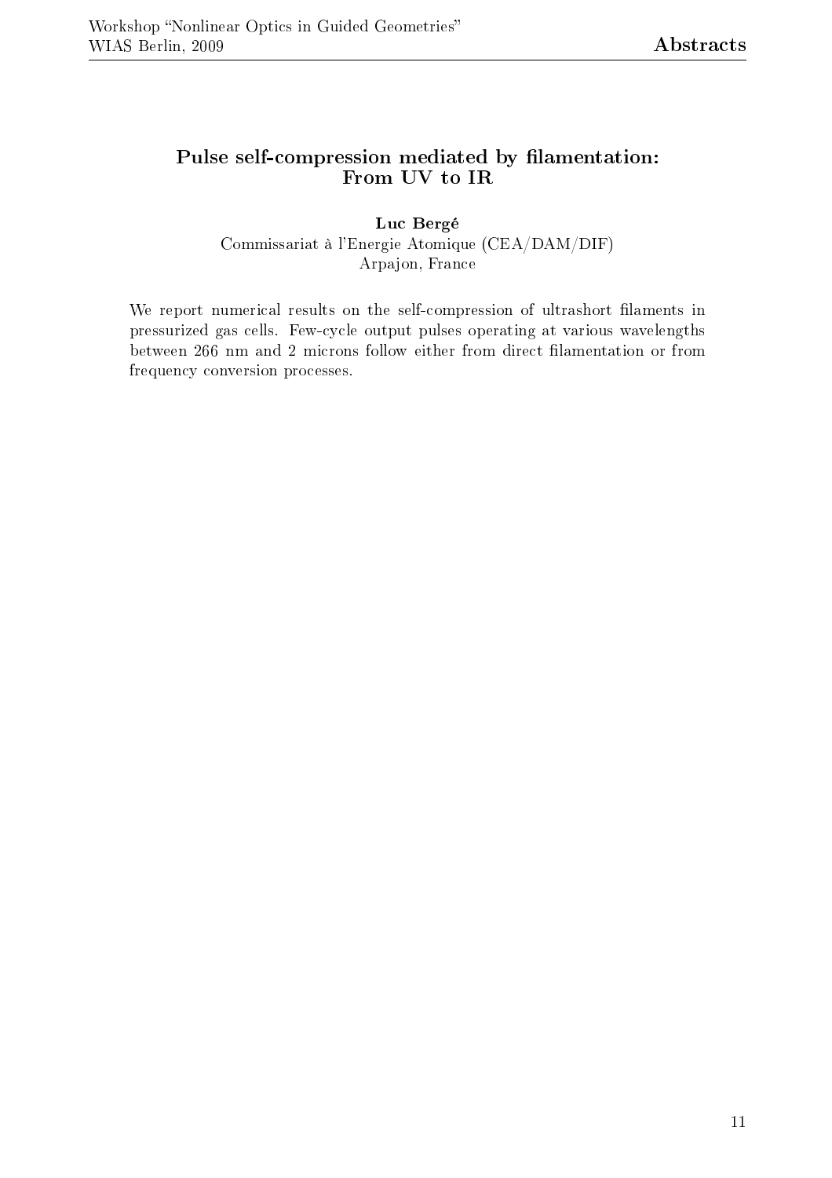## Pulse self-compression mediated by filamentation: From UV to IR

**Luc Bergé**
Commissariat à l'Energie Atomique (CEA/DAM/DIF)
Arpajon, France

We report numerical results on the self-compression of ultrashort filaments in pressurized gas cells. Few-cycle output pulses operating at various wavelengths between 266 nm and 2 microns follow either from direct filamentation or from frequency conversion processes.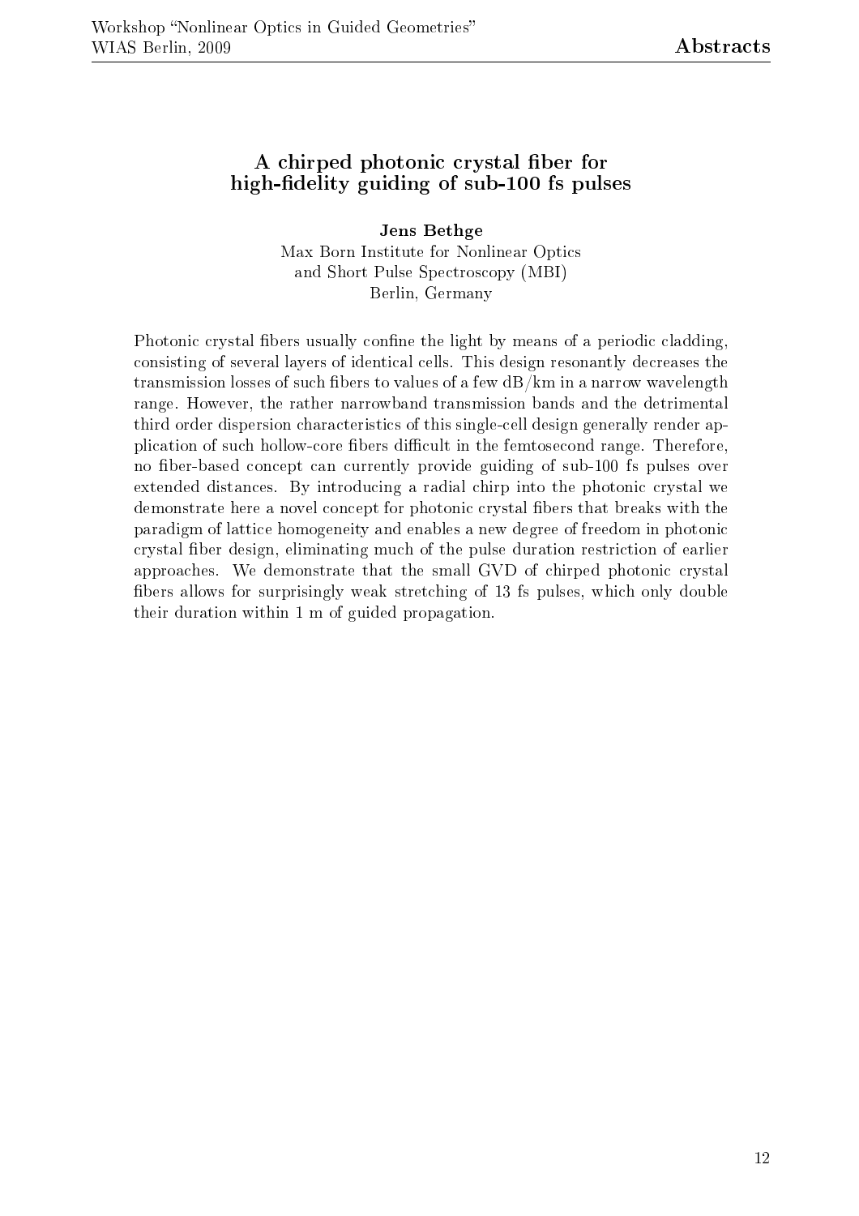## A chirped photonic crystal fiber for high-fidelity guiding of sub-100 fs pulses

**Jens Bethge**
Max Born Institute for Nonlinear Optics
and Short Pulse Spectroscopy (MBI)
Berlin, Germany

Photonic crystal fibers usually confine the light by means of a periodic cladding, consisting of several layers of identical cells. This design resonantly decreases the transmission losses of such fibers to values of a few dB/km in a narrow wavelength range. However, the rather narrowband transmission bands and the detrimental third order dispersion characteristics of this single-cell design generally render application of such hollow-core fibers difficult in the femtosecond range. Therefore, no fiber-based concept can currently provide guiding of sub-100 fs pulses over extended distances. By introducing a radial chirp into the photonic crystal we demonstrate here a novel concept for photonic crystal fibers that breaks with the paradigm of lattice homogeneity and enables a new degree of freedom in photonic crystal fiber design, eliminating much of the pulse duration restriction of earlier approaches. We demonstrate that the small GVD of chirped photonic crystal fibers allows for surprisingly weak stretching of 13 fs pulses, which only double their duration within 1 m of guided propagation.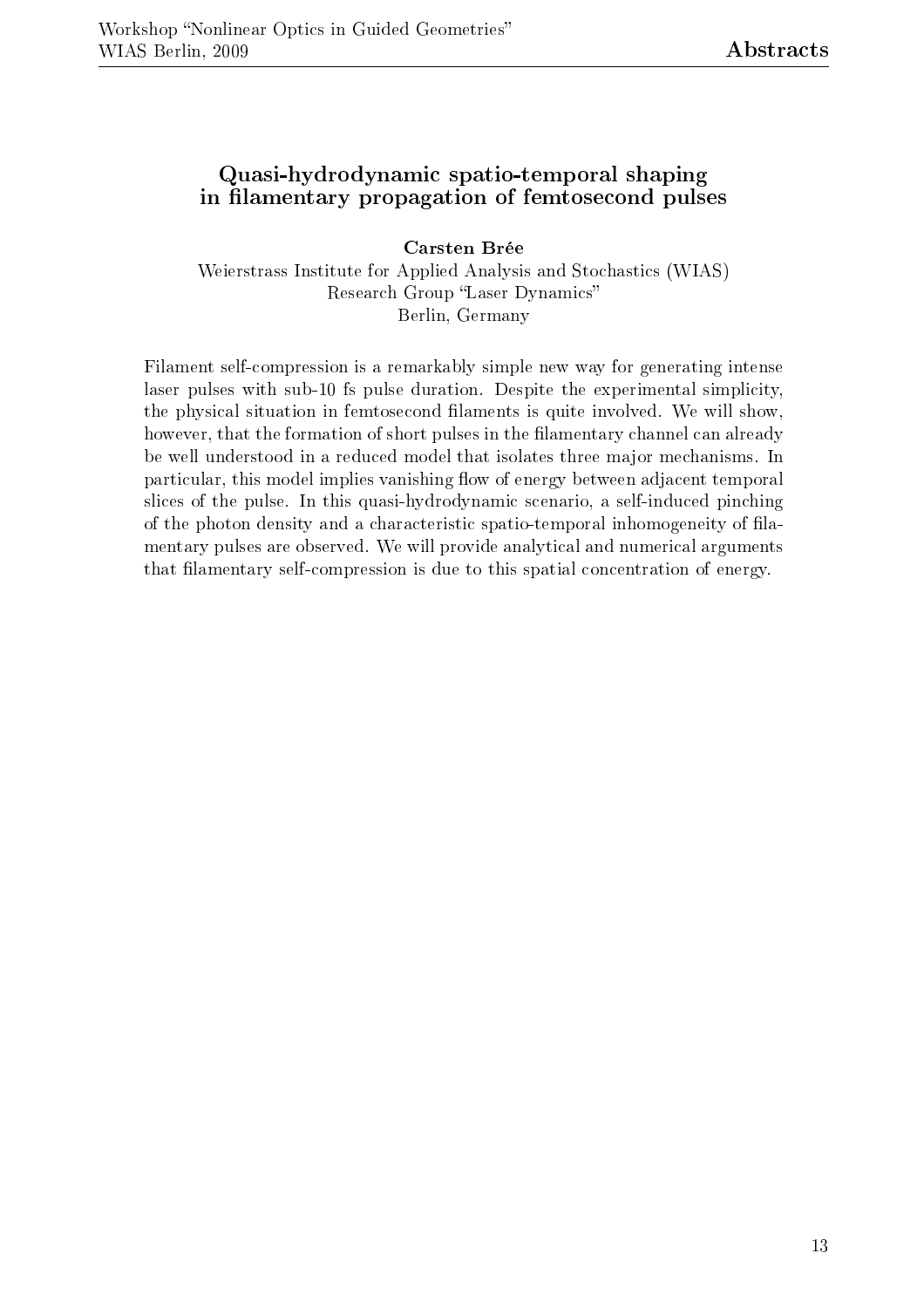## Quasi-hydrodynamic spatio-temporal shaping in filamentary propagation of femtosecond pulses

**Carsten Brée**

Weierstrass Institute for Applied Analysis and Stochastics (WIAS)
Research Group "Laser Dynamics"
Berlin, Germany

Filament self-compression is a remarkably simple new way for generating intense laser pulses with sub-10 fs pulse duration. Despite the experimental simplicity, the physical situation in femtosecond filaments is quite involved. We will show, however, that the formation of short pulses in the filamentary channel can already be well understood in a reduced model that isolates three major mechanisms. In particular, this model implies vanishing flow of energy between adjacent temporal slices of the pulse. In this quasi-hydrodynamic scenario, a self-induced pinching of the photon density and a characteristic spatio-temporal inhomogeneity of filamentary pulses are observed. We will provide analytical and numerical arguments that filamentary self-compression is due to this spatial concentration of energy.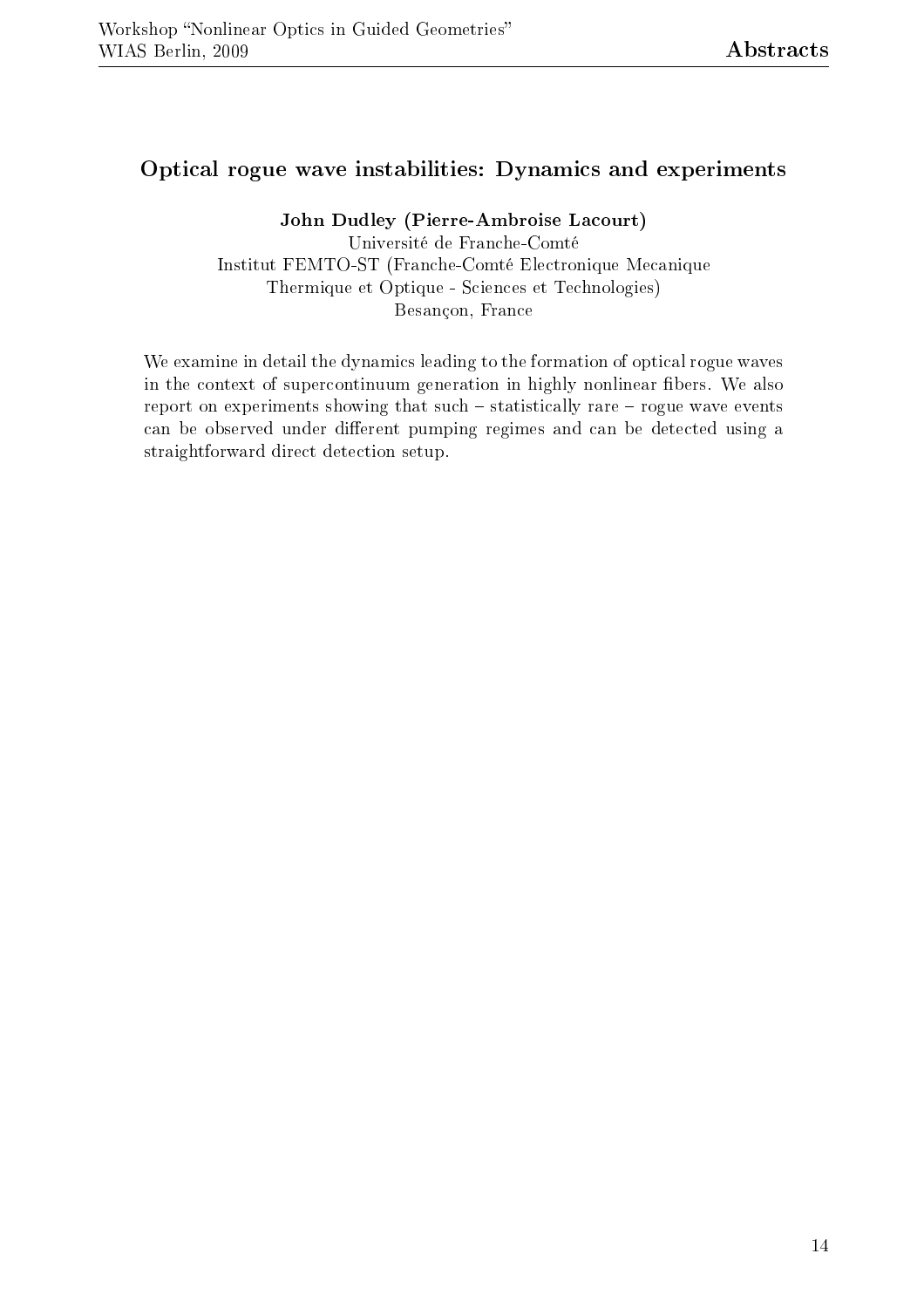## Optical rogue wave instabilities: Dynamics and experiments

**John Dudley (Pierre-Ambroise Lacourt)**
Université de Franche-Comté
Institut FEMTO-ST (Franche-Comté Electronique Mecanique Thermique et Optique - Sciences et Technologies)
Besançon, France

We examine in detail the dynamics leading to the formation of optical rogue waves in the context of supercontinuum generation in highly nonlinear fibers. We also report on experiments showing that such – statistically rare – rogue wave events can be observed under different pumping regimes and can be detected using a straightforward direct detection setup.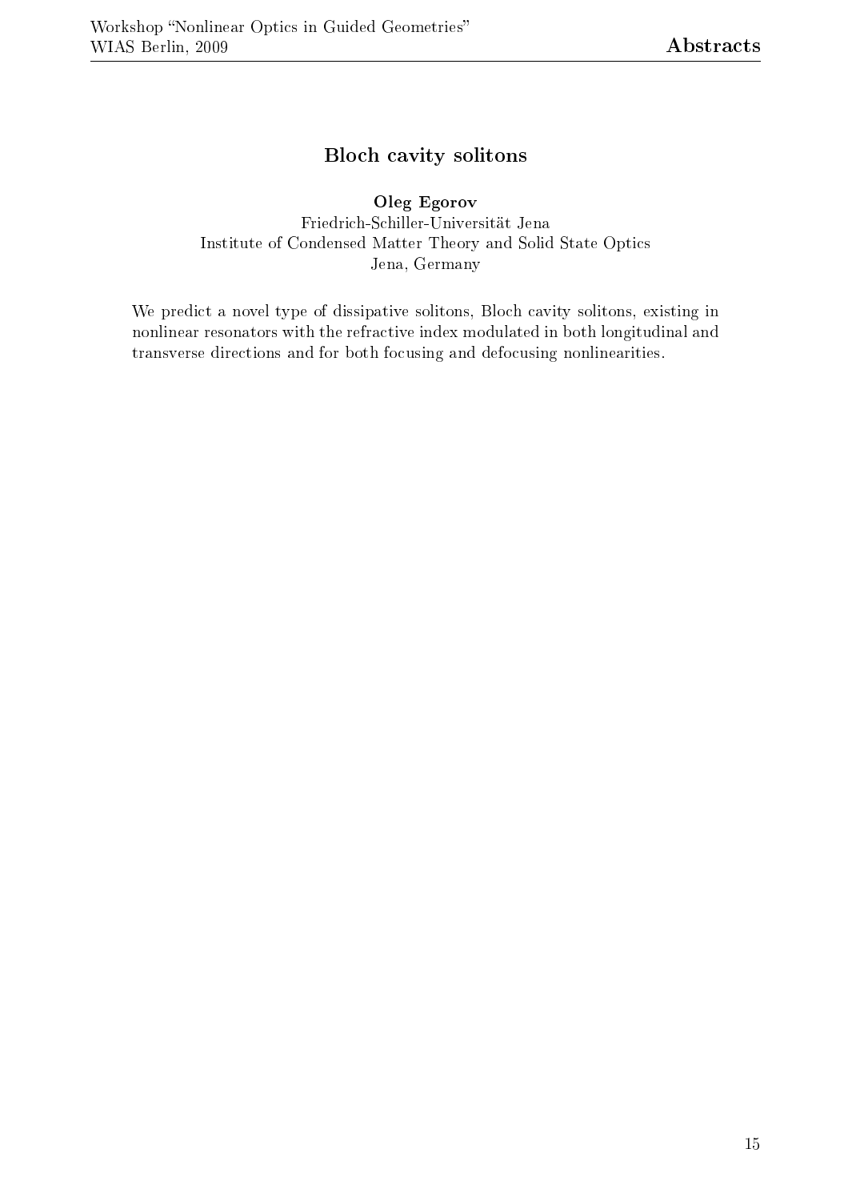## Bloch cavity solitons

**Oleg Egorov**
Friedrich-Schiller-Universität Jena
Institute of Condensed Matter Theory and Solid State Optics
Jena, Germany

We predict a novel type of dissipative solitons, Bloch cavity solitons, existing in nonlinear resonators with the refractive index modulated in both longitudinal and transverse directions and for both focusing and defocusing nonlinearities.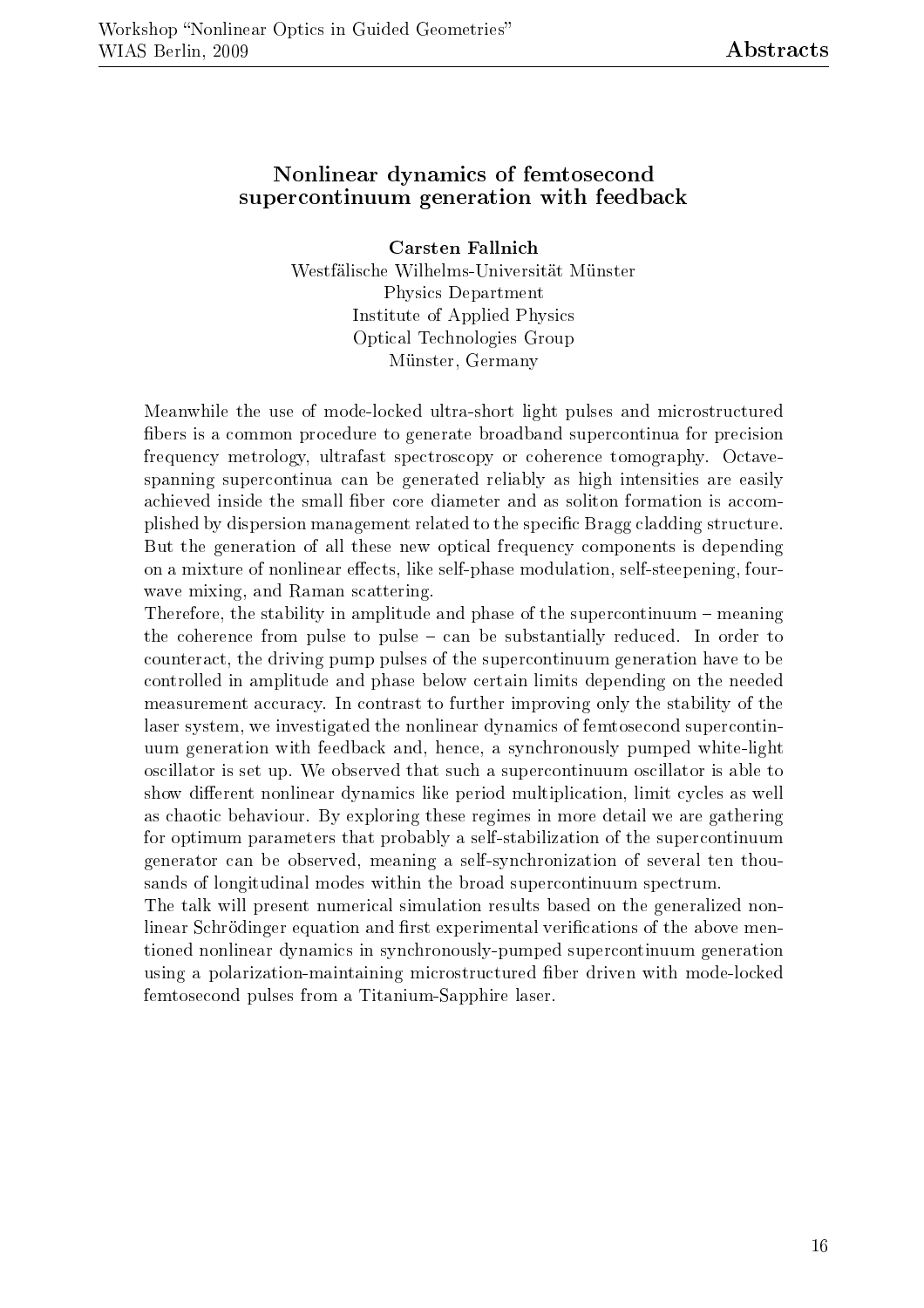## Nonlinear dynamics of femtosecond supercontinuum generation with feedback

**Carsten Fallnich**
Westfälische Wilhelms-Universität Münster
Physics Department
Institute of Applied Physics
Optical Technologies Group
Münster, Germany

Meanwhile the use of mode-locked ultra-short light pulses and microstructured fibers is a common procedure to generate broadband supercontinua for precision frequency metrology, ultrafast spectroscopy or coherence tomography. Octave-spanning supercontinua can be generated reliably as high intensities are easily achieved inside the small fiber core diameter and as soliton formation is accomplished by dispersion management related to the specific Bragg cladding structure. But the generation of all these new optical frequency components is depending on a mixture of nonlinear effects, like self-phase modulation, self-steepening, four-wave mixing, and Raman scattering.
Therefore, the stability in amplitude and phase of the supercontinuum – meaning the coherence from pulse to pulse – can be substantially reduced. In order to counteract, the driving pump pulses of the supercontinuum generation have to be controlled in amplitude and phase below certain limits depending on the needed measurement accuracy. In contrast to further improving only the stability of the laser system, we investigated the nonlinear dynamics of femtosecond supercontinuum generation with feedback and, hence, a synchronously pumped white-light oscillator is set up. We observed that such a supercontinuum oscillator is able to show different nonlinear dynamics like period multiplication, limit cycles as well as chaotic behaviour. By exploring these regimes in more detail we are gathering for optimum parameters that probably a self-stabilization of the supercontinuum generator can be observed, meaning a self-synchronization of several ten thousands of longitudinal modes within the broad supercontinuum spectrum.
The talk will present numerical simulation results based on the generalized nonlinear Schrödinger equation and first experimental verifications of the above mentioned nonlinear dynamics in synchronously-pumped supercontinuum generation using a polarization-maintaining microstructured fiber driven with mode-locked femtosecond pulses from a Titanium-Sapphire laser.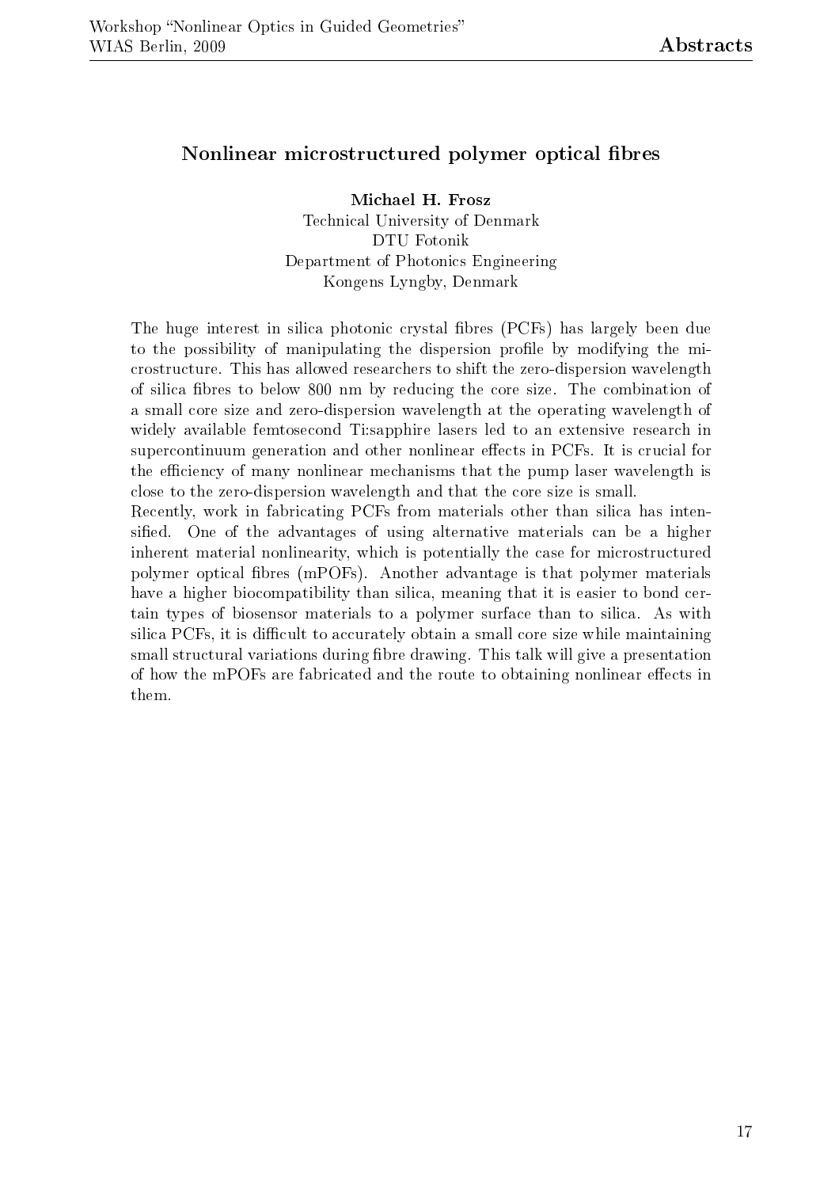## Nonlinear microstructured polymer optical fibres

**Michael H. Frosz**
Technical University of Denmark
DTU Fotonik
Department of Photonics Engineering
Kongens Lyngby, Denmark

The huge interest in silica photonic crystal fibres (PCFs) has largely been due to the possibility of manipulating the dispersion profile by modifying the microstructure. This has allowed researchers to shift the zero-dispersion wavelength of silica fibres to below 800 nm by reducing the core size. The combination of a small core size and zero-dispersion wavelength at the operating wavelength of widely available femtosecond Ti:sapphire lasers led to an extensive research in supercontinuum generation and other nonlinear effects in PCFs. It is crucial for the efficiency of many nonlinear mechanisms that the pump laser wavelength is close to the zero-dispersion wavelength and that the core size is small.

Recently, work in fabricating PCFs from materials other than silica has intensified. One of the advantages of using alternative materials can be a higher inherent material nonlinearity, which is potentially the case for microstructured polymer optical fibres (mPOFs). Another advantage is that polymer materials have a higher biocompatibility than silica, meaning that it is easier to bond certain types of biosensor materials to a polymer surface than to silica. As with silica PCFs, it is difficult to accurately obtain a small core size while maintaining small structural variations during fibre drawing. This talk will give a presentation of how the mPOFs are fabricated and the route to obtaining nonlinear effects in them.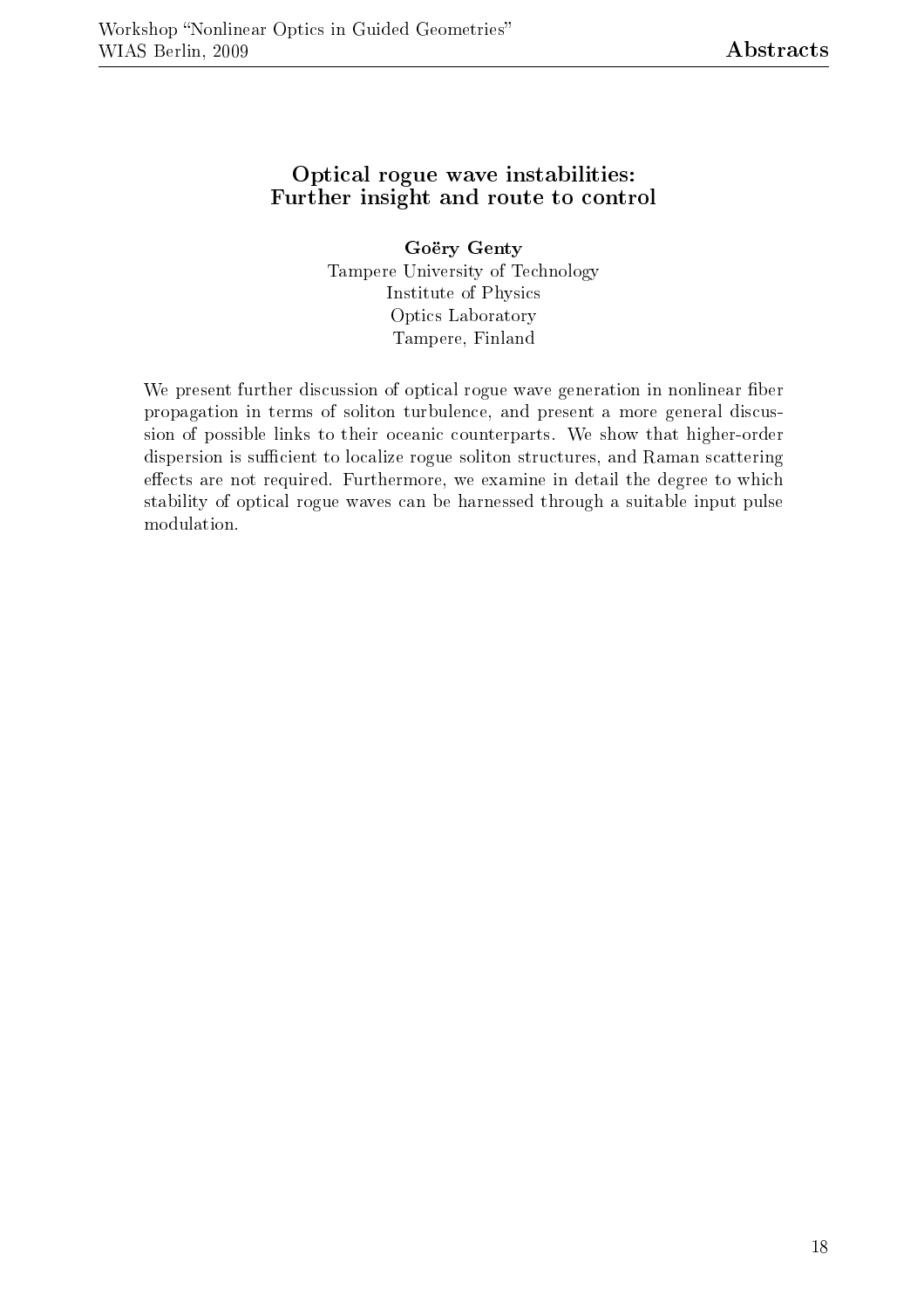## Optical rogue wave instabilities: Further insight and route to control

**Goëry Genty**
Tampere University of Technology
Institute of Physics
Optics Laboratory
Tampere, Finland

We present further discussion of optical rogue wave generation in nonlinear fiber propagation in terms of soliton turbulence, and present a more general discussion of possible links to their oceanic counterparts. We show that higher-order dispersion is sufficient to localize rogue soliton structures, and Raman scattering effects are not required. Furthermore, we examine in detail the degree to which stability of optical rogue waves can be harnessed through a suitable input pulse modulation.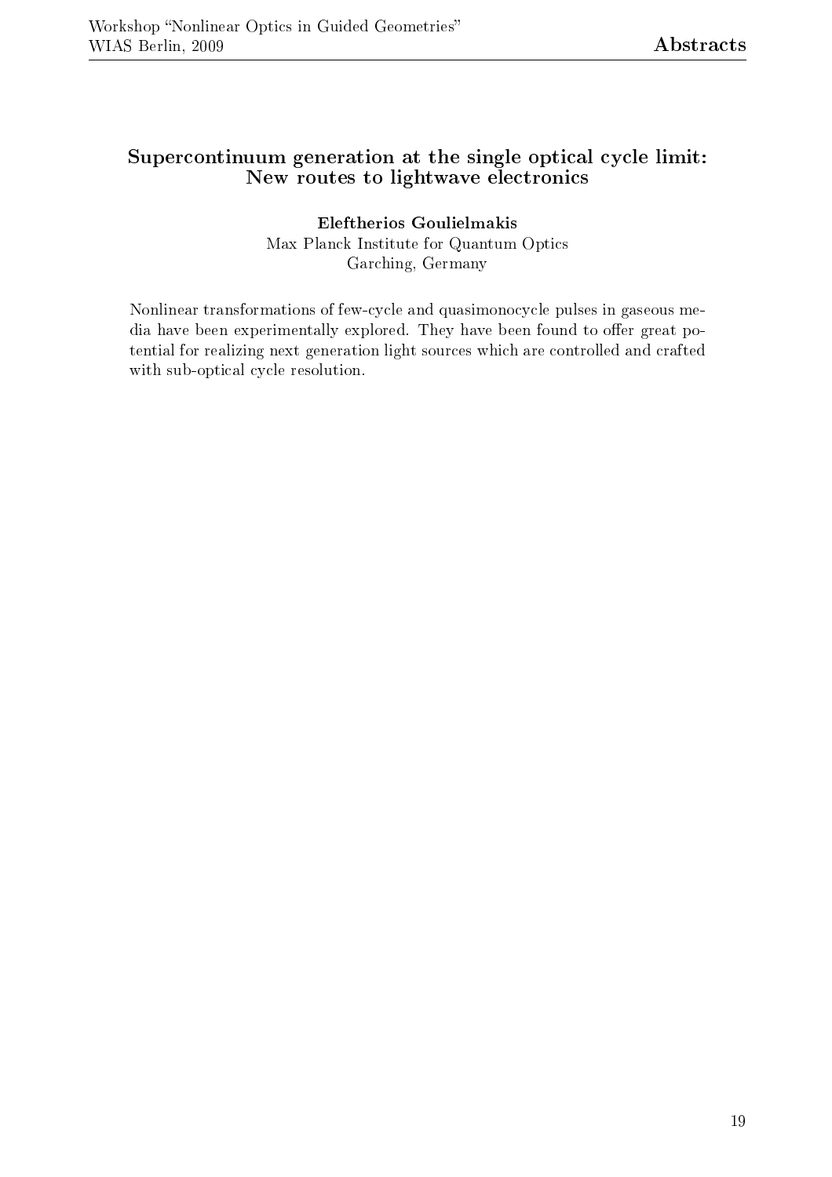## Supercontinuum generation at the single optical cycle limit: New routes to lightwave electronics

**Eleftherios Goulielmakis**
Max Planck Institute for Quantum Optics
Garching, Germany

Nonlinear transformations of few-cycle and quasimonocycle pulses in gaseous media have been experimentally explored. They have been found to offer great potential for realizing next generation light sources which are controlled and crafted with sub-optical cycle resolution.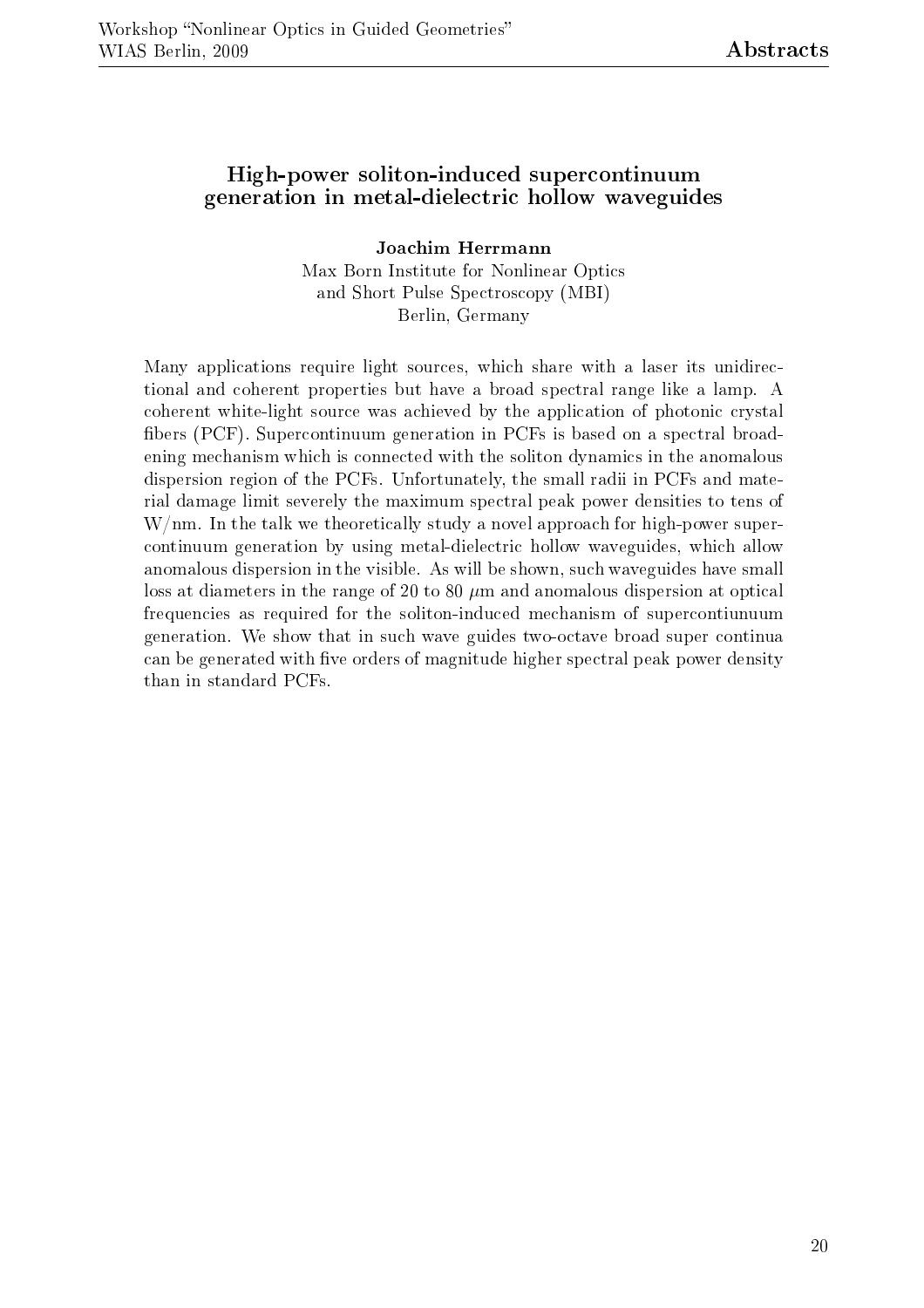## High-power soliton-induced supercontinuum generation in metal-dielectric hollow waveguides

**Joachim Herrmann**

Max Born Institute for Nonlinear Optics
and Short Pulse Spectroscopy (MBI)
Berlin, Germany

Many applications require light sources, which share with a laser its unidirectional and coherent properties but have a broad spectral range like a lamp. A coherent white-light source was achieved by the application of photonic crystal fibers (PCF). Supercontinuum generation in PCFs is based on a spectral broadening mechanism which is connected with the soliton dynamics in the anomalous dispersion region of the PCFs. Unfortunately, the small radii in PCFs and material damage limit severely the maximum spectral peak power densities to tens of W/nm. In the talk we theoretically study a novel approach for high-power supercontinuum generation by using metal-dielectric hollow waveguides, which allow anomalous dispersion in the visible. As will be shown, such waveguides have small loss at diameters in the range of 20 to 80 $\mu$m and anomalous dispersion at optical frequencies as required for the soliton-induced mechanism of supercontiunuum generation. We show that in such wave guides two-octave broad super continua can be generated with five orders of magnitude higher spectral peak power density than in standard PCFs.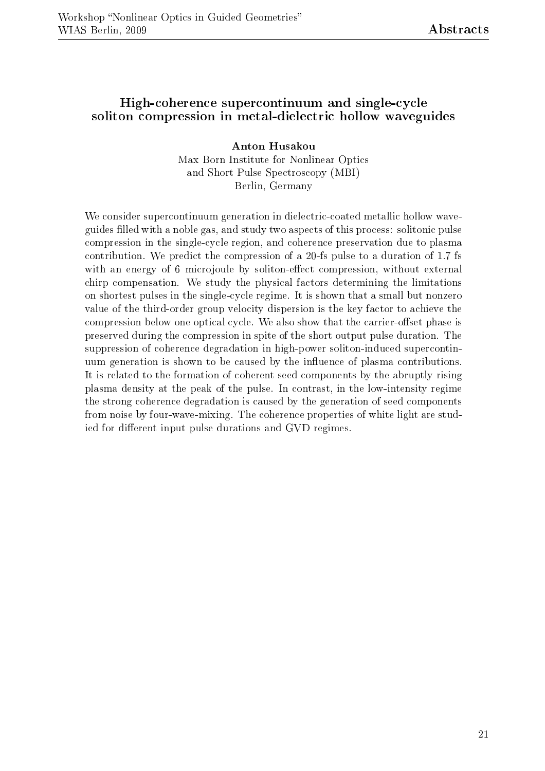## High-coherence supercontinuum and single-cycle soliton compression in metal-dielectric hollow waveguides

**Anton Husakou**
Max Born Institute for Nonlinear Optics
and Short Pulse Spectroscopy (MBI)
Berlin, Germany

We consider supercontinuum generation in dielectric-coated metallic hollow waveguides filled with a noble gas, and study two aspects of this process: solitonic pulse compression in the single-cycle region, and coherence preservation due to plasma contribution. We predict the compression of a 20-fs pulse to a duration of 1.7 fs with an energy of 6 microjoule by soliton-effect compression, without external chirp compensation. We study the physical factors determining the limitations on shortest pulses in the single-cycle regime. It is shown that a small but nonzero value of the third-order group velocity dispersion is the key factor to achieve the compression below one optical cycle. We also show that the carrier-offset phase is preserved during the compression in spite of the short output pulse duration. The suppression of coherence degradation in high-power soliton-induced supercontinuum generation is shown to be caused by the influence of plasma contributions. It is related to the formation of coherent seed components by the abruptly rising plasma density at the peak of the pulse. In contrast, in the low-intensity regime the strong coherence degradation is caused by the generation of seed components from noise by four-wave-mixing. The coherence properties of white light are studied for different input pulse durations and GVD regimes.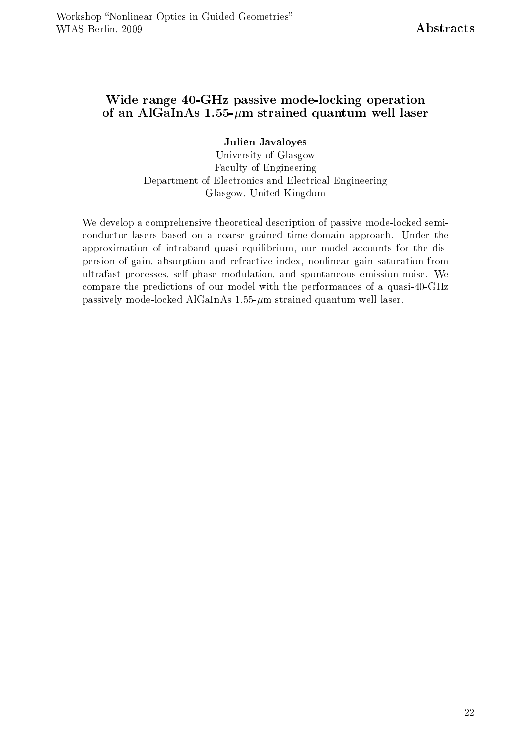## Wide range 40-GHz passive mode-locking operation of an AlGaInAs 1.55-$\mu$m strained quantum well laser

**Julien Javaloyes**

University of Glasgow
Faculty of Engineering
Department of Electronics and Electrical Engineering
Glasgow, United Kingdom

We develop a comprehensive theoretical description of passive mode-locked semiconductor lasers based on a coarse grained time-domain approach. Under the approximation of intraband quasi equilibrium, our model accounts for the dispersion of gain, absorption and refractive index, nonlinear gain saturation from ultrafast processes, self-phase modulation, and spontaneous emission noise. We compare the predictions of our model with the performances of a quasi-40-GHz passively mode-locked AlGaInAs 1.55-$\mu$m strained quantum well laser.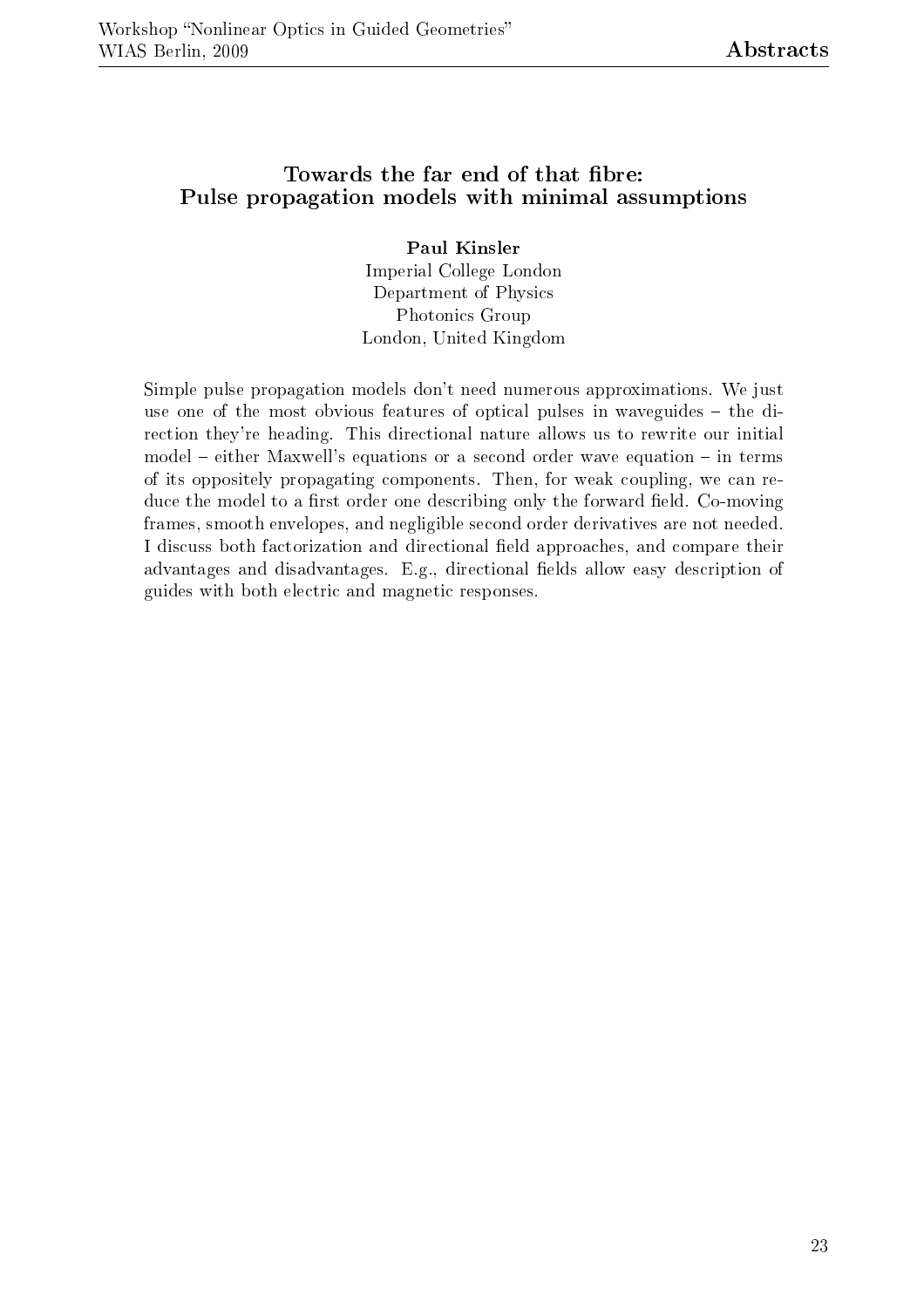## Towards the far end of that fibre: Pulse propagation models with minimal assumptions

**Paul Kinsler**
Imperial College London
Department of Physics
Photonics Group
London, United Kingdom

Simple pulse propagation models don't need numerous approximations. We just use one of the most obvious features of optical pulses in waveguides – the direction they're heading. This directional nature allows us to rewrite our initial model – either Maxwell's equations or a second order wave equation – in terms of its oppositely propagating components. Then, for weak coupling, we can reduce the model to a first order one describing only the forward field. Co-moving frames, smooth envelopes, and negligible second order derivatives are not needed. I discuss both factorization and directional field approaches, and compare their advantages and disadvantages. E.g., directional fields allow easy description of guides with both electric and magnetic responses.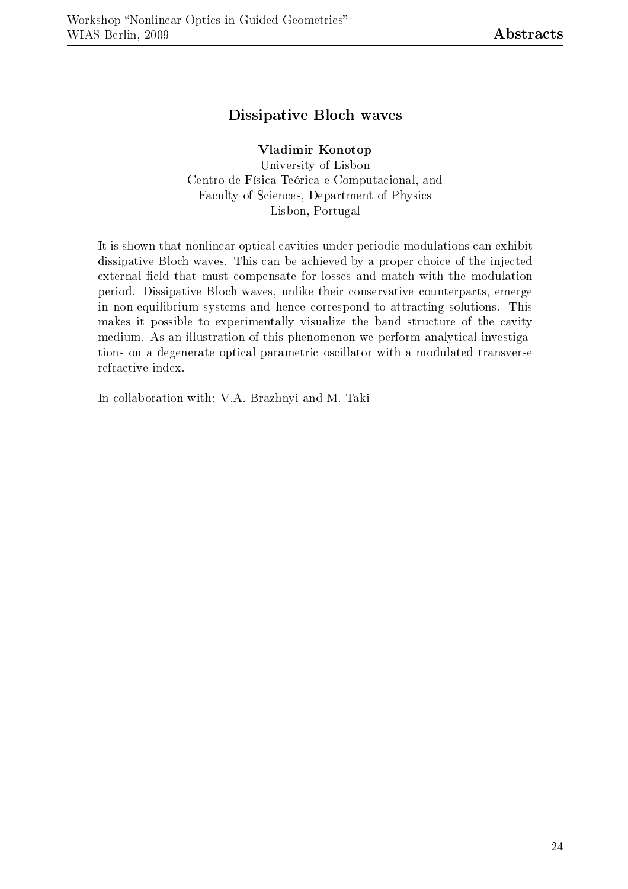## Dissipative Bloch waves

**Vladimir Konotop**
University of Lisbon
Centro de Física Teórica e Computacional, and
Faculty of Sciences, Department of Physics
Lisbon, Portugal

It is shown that nonlinear optical cavities under periodic modulations can exhibit dissipative Bloch waves. This can be achieved by a proper choice of the injected external field that must compensate for losses and match with the modulation period. Dissipative Bloch waves, unlike their conservative counterparts, emerge in non-equilibrium systems and hence correspond to attracting solutions. This makes it possible to experimentally visualize the band structure of the cavity medium. As an illustration of this phenomenon we perform analytical investigations on a degenerate optical parametric oscillator with a modulated transverse refractive index.

In collaboration with: V.A. Brazhnyi and M. Taki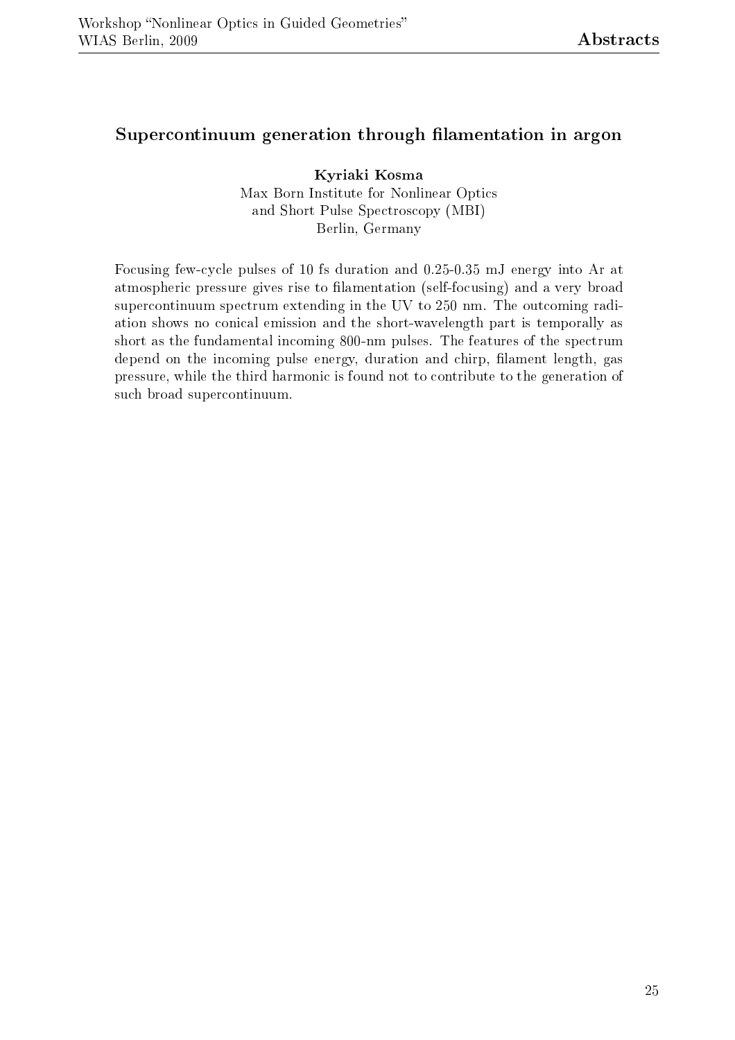## Supercontinuum generation through filamentation in argon

**Kyriaki Kosma**
Max Born Institute for Nonlinear Optics
and Short Pulse Spectroscopy (MBI)
Berlin, Germany

Focusing few-cycle pulses of 10 fs duration and 0.25-0.35 mJ energy into Ar at atmospheric pressure gives rise to filamentation (self-focusing) and a very broad supercontinuum spectrum extending in the UV to 250 nm. The outcoming radiation shows no conical emission and the short-wavelength part is temporally as short as the fundamental incoming 800-nm pulses. The features of the spectrum depend on the incoming pulse energy, duration and chirp, filament length, gas pressure, while the third harmonic is found not to contribute to the generation of such broad supercontinuum.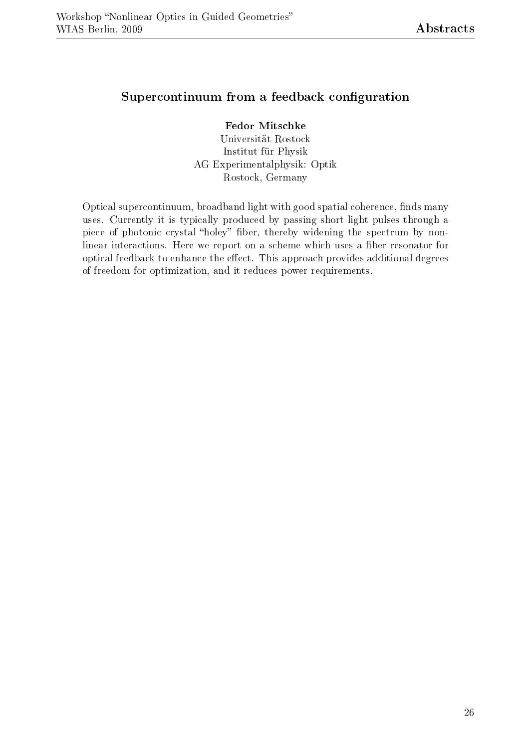## Supercontinuum from a feedback configuration

**Fedor Mitschke**
Universität Rostock
Institut für Physik
AG Experimentalphysik: Optik
Rostock, Germany

Optical supercontinuum, broadband light with good spatial coherence, finds many uses. Currently it is typically produced by passing short light pulses through a piece of photonic crystal "holey" fiber, thereby widening the spectrum by nonlinear interactions. Here we report on a scheme which uses a fiber resonator for optical feedback to enhance the effect. This approach provides additional degrees of freedom for optimization, and it reduces power requirements.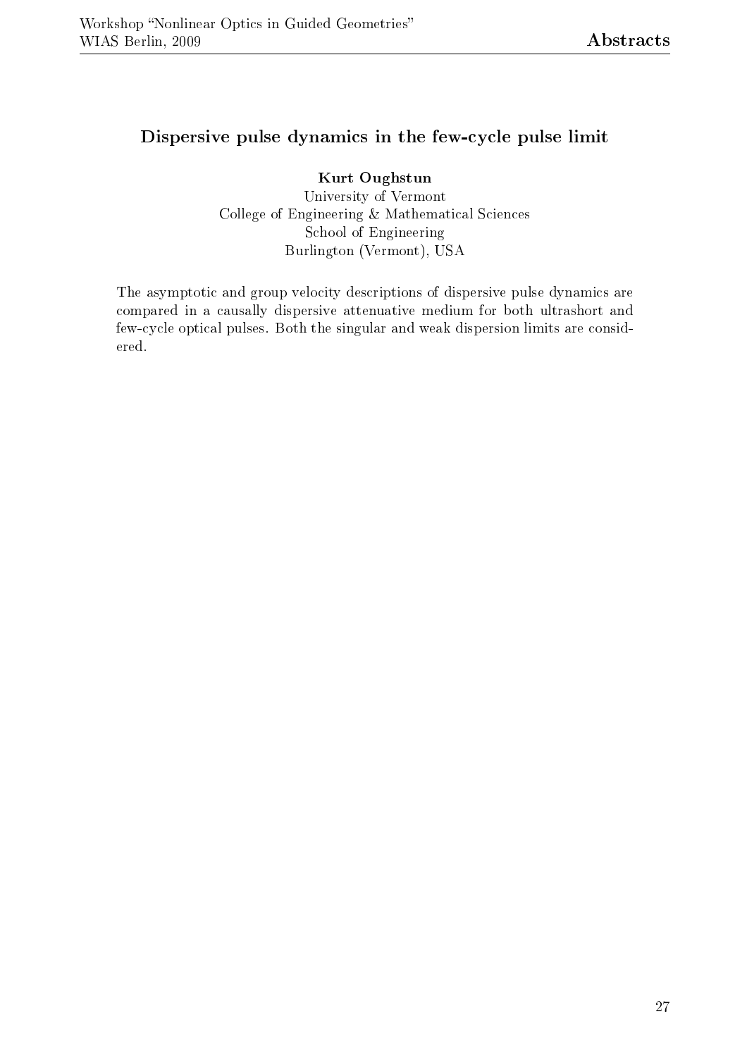## Dispersive pulse dynamics in the few-cycle pulse limit

**Kurt Oughstun**
University of Vermont
College of Engineering & Mathematical Sciences
School of Engineering
Burlington (Vermont), USA

The asymptotic and group velocity descriptions of dispersive pulse dynamics are compared in a causally dispersive attenuative medium for both ultrashort and few-cycle optical pulses. Both the singular and weak dispersion limits are considered.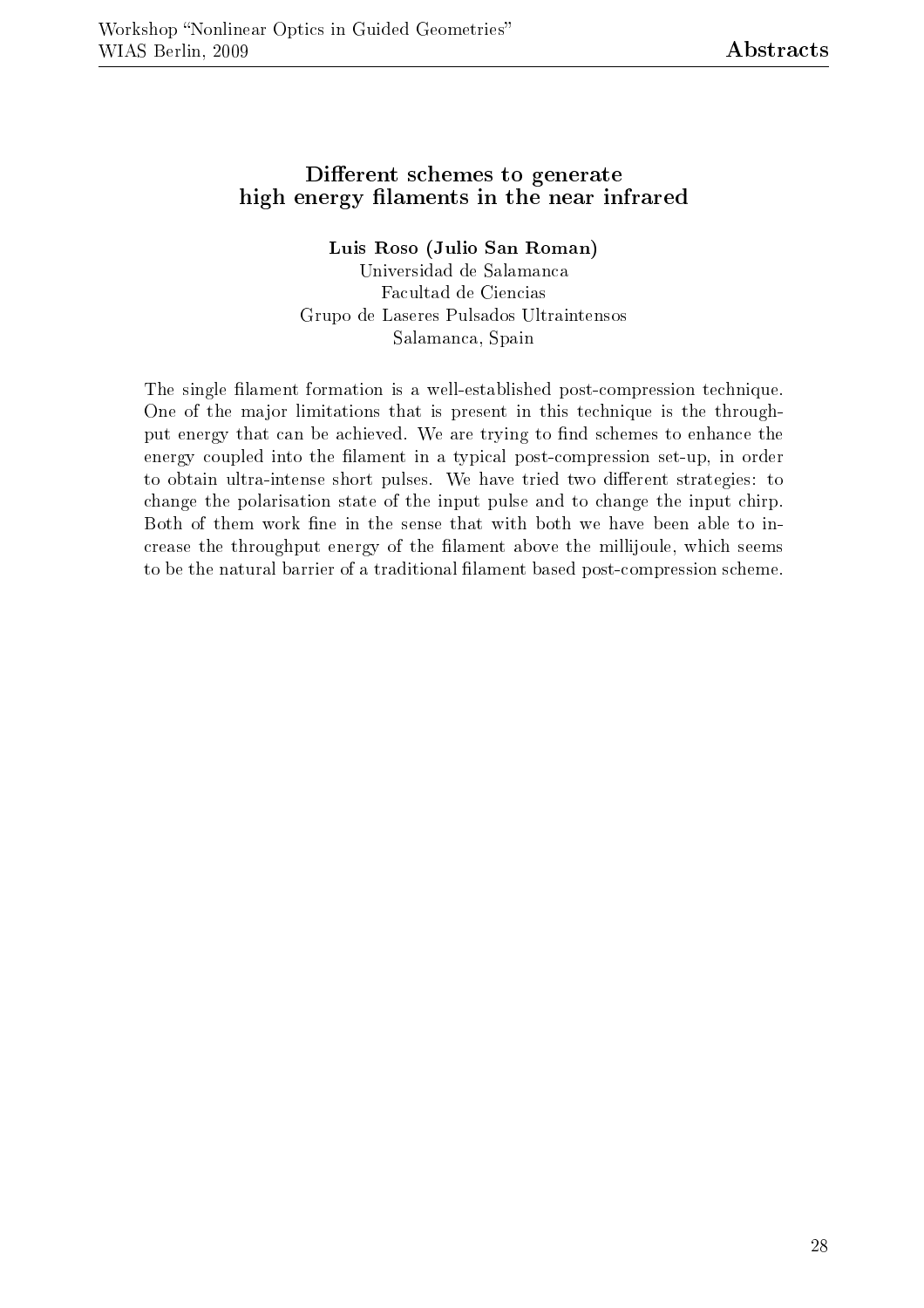## Different schemes to generate high energy filaments in the near infrared

**Luis Roso (Julio San Roman)**
Universidad de Salamanca
Facultad de Ciencias
Grupo de Laseres Pulsados Ultraintensos
Salamanca, Spain

The single filament formation is a well-established post-compression technique. One of the major limitations that is present in this technique is the throughput energy that can be achieved. We are trying to find schemes to enhance the energy coupled into the filament in a typical post-compression set-up, in order to obtain ultra-intense short pulses. We have tried two different strategies: to change the polarisation state of the input pulse and to change the input chirp. Both of them work fine in the sense that with both we have been able to increase the throughput energy of the filament above the millijoule, which seems to be the natural barrier of a traditional filament based post-compression scheme.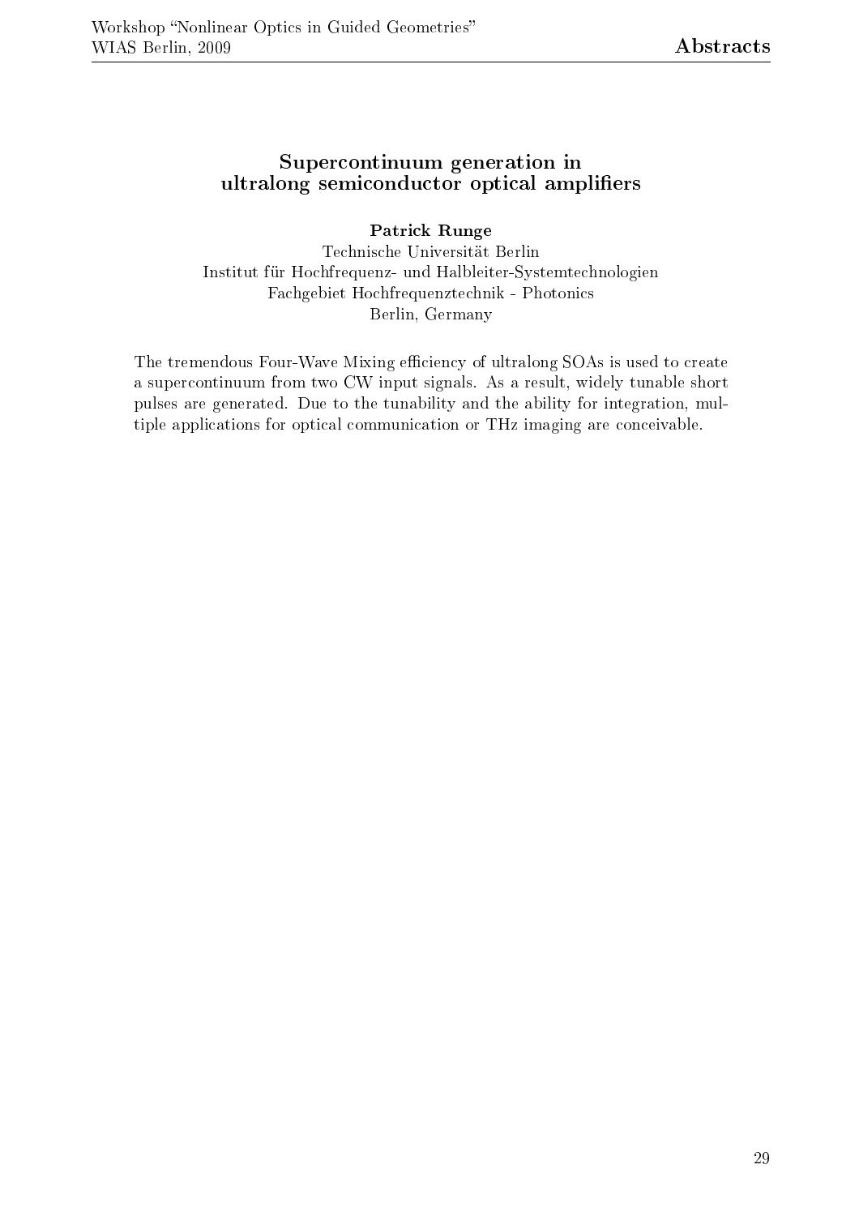## Supercontinuum generation in ultralong semiconductor optical amplifiers

**Patrick Runge**

Technische Universität Berlin
Institut für Hochfrequenz- und Halbleiter-Systemtechnologien
Fachgebiet Hochfrequenztechnik - Photonics
Berlin, Germany

The tremendous Four-Wave Mixing efficiency of ultralong SOAs is used to create a supercontinuum from two CW input signals. As a result, widely tunable short pulses are generated. Due to the tunability and the ability for integration, multiple applications for optical communication or THz imaging are conceivable.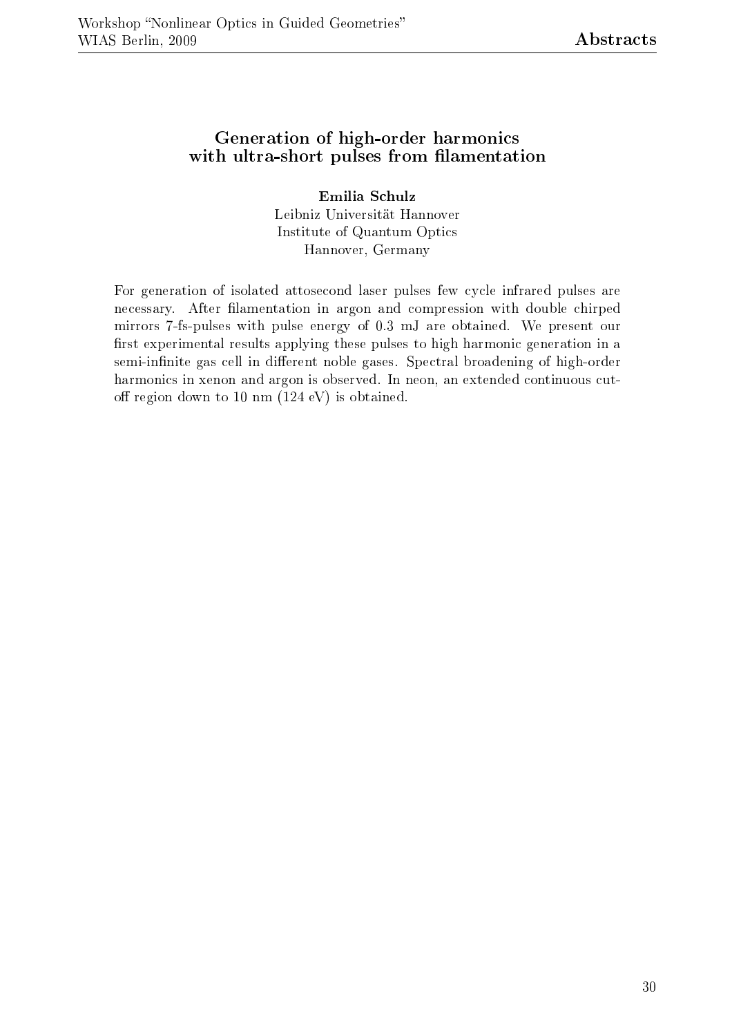## Generation of high-order harmonics with ultra-short pulses from filamentation

**Emilia Schulz**
Leibniz Universität Hannover
Institute of Quantum Optics
Hannover, Germany

For generation of isolated attosecond laser pulses few cycle infrared pulses are necessary. After filamentation in argon and compression with double chirped mirrors 7-fs-pulses with pulse energy of 0.3 mJ are obtained. We present our first experimental results applying these pulses to high harmonic generation in a semi-infinite gas cell in different noble gases. Spectral broadening of high-order harmonics in xenon and argon is observed. In neon, an extended continuous cut-off region down to 10 nm (124 eV) is obtained.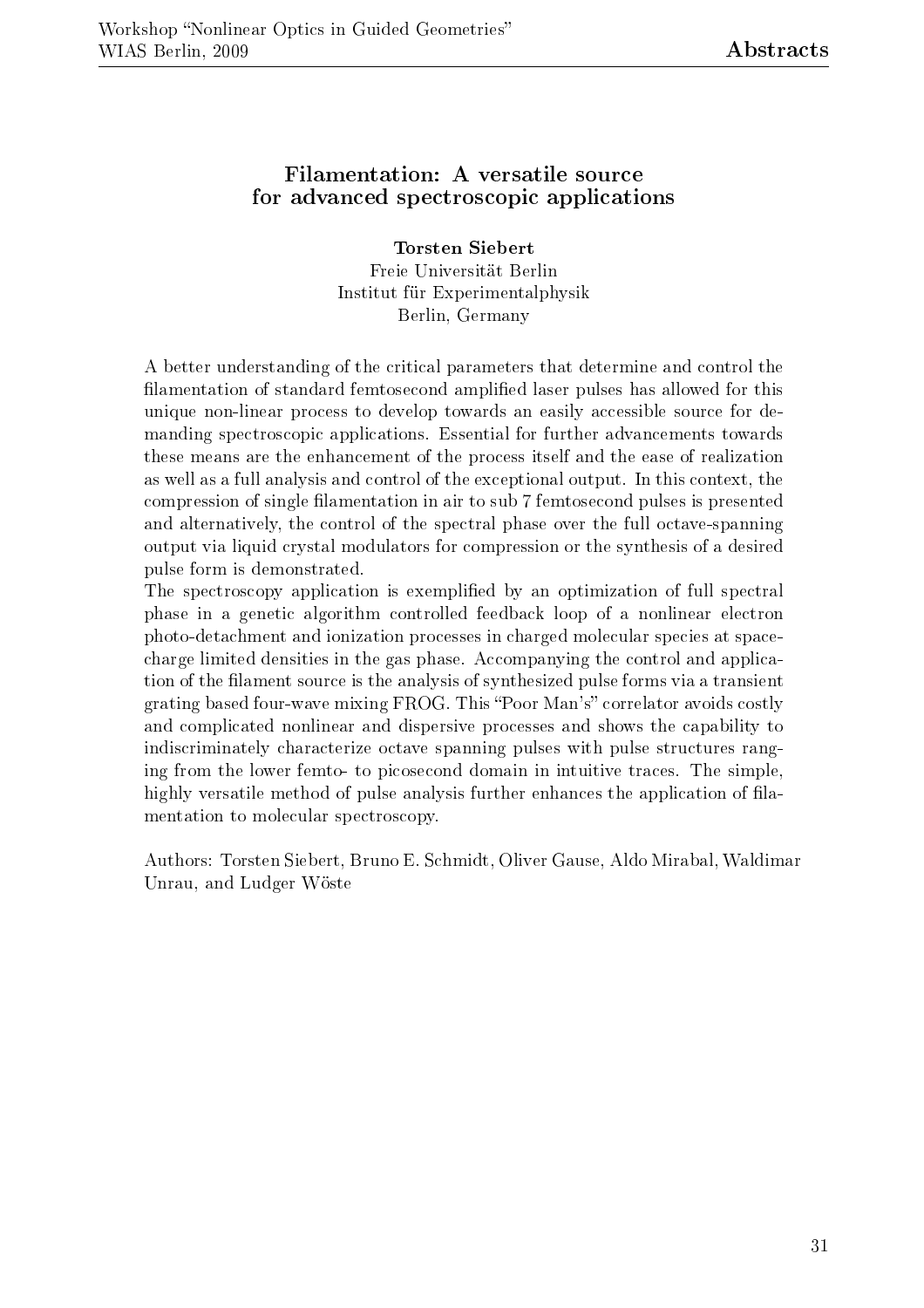## Filamentation: A versatile source for advanced spectroscopic applications

**Torsten Siebert**
Freie Universität Berlin
Institut für Experimentalphysik
Berlin, Germany

A better understanding of the critical parameters that determine and control the filamentation of standard femtosecond amplified laser pulses has allowed for this unique non-linear process to develop towards an easily accessible source for demanding spectroscopic applications. Essential for further advancements towards these means are the enhancement of the process itself and the ease of realization as well as a full analysis and control of the exceptional output. In this context, the compression of single filamentation in air to sub 7 femtosecond pulses is presented and alternatively, the control of the spectral phase over the full octave-spanning output via liquid crystal modulators for compression or the synthesis of a desired pulse form is demonstrated.

The spectroscopy application is exemplified by an optimization of full spectral phase in a genetic algorithm controlled feedback loop of a nonlinear electron photo-detachment and ionization processes in charged molecular species at space-charge limited densities in the gas phase. Accompanying the control and application of the filament source is the analysis of synthesized pulse forms via a transient grating based four-wave mixing FROG. This "Poor Man's" correlator avoids costly and complicated nonlinear and dispersive processes and shows the capability to indiscriminately characterize octave spanning pulses with pulse structures ranging from the lower femto- to picosecond domain in intuitive traces. The simple, highly versatile method of pulse analysis further enhances the application of filamentation to molecular spectroscopy.

Authors: Torsten Siebert, Bruno E. Schmidt, Oliver Gause, Aldo Mirabal, Waldimar Unrau, and Ludger Wöste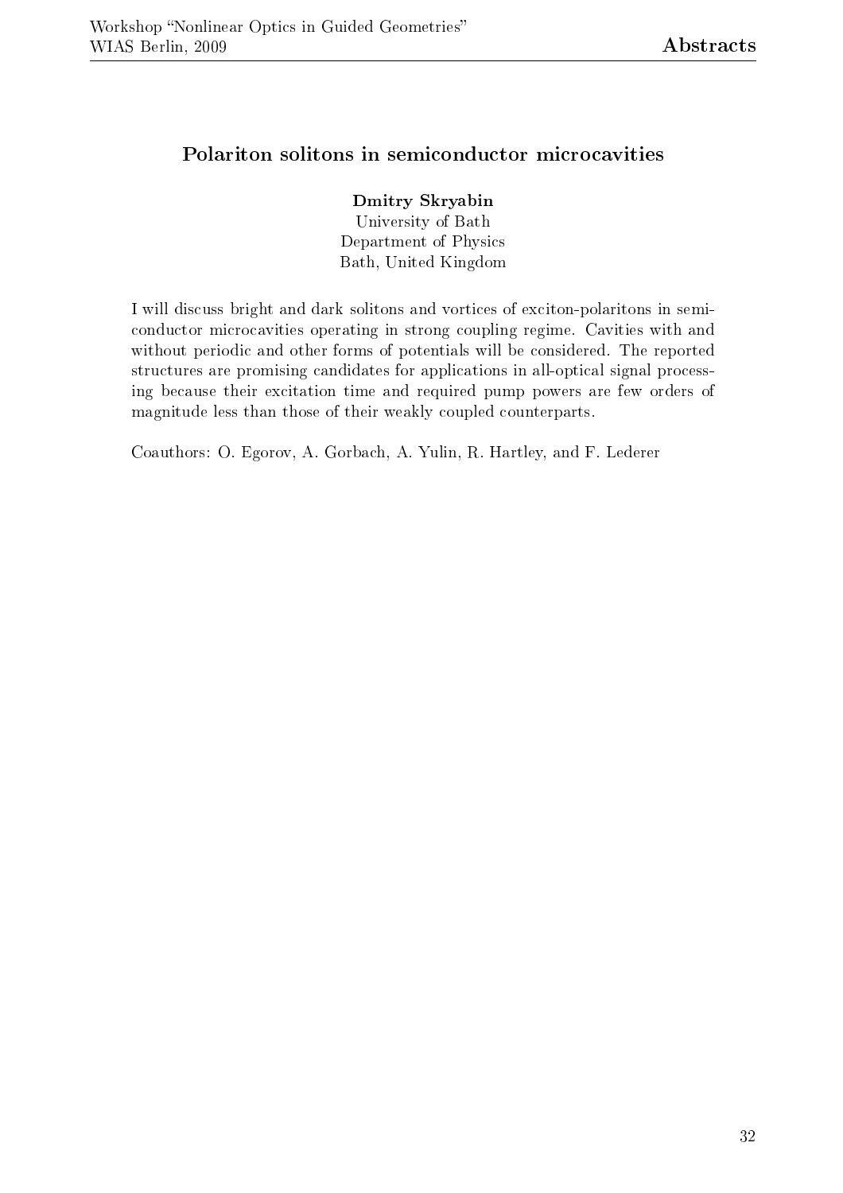## Polariton solitons in semiconductor microcavities

**Dmitry Skryabin**
University of Bath
Department of Physics
Bath, United Kingdom

I will discuss bright and dark solitons and vortices of exciton-polaritons in semiconductor microcavities operating in strong coupling regime. Cavities with and without periodic and other forms of potentials will be considered. The reported structures are promising candidates for applications in all-optical signal processing because their excitation time and required pump powers are few orders of magnitude less than those of their weakly coupled counterparts.

Coauthors: O. Egorov, A. Gorbach, A. Yulin, R. Hartley, and F. Lederer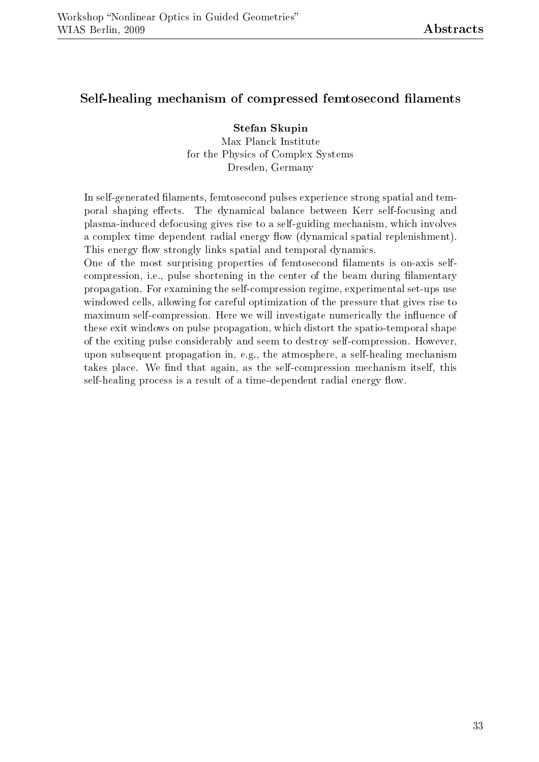## Self-healing mechanism of compressed femtosecond filaments

**Stefan Skupin**
Max Planck Institute
for the Physics of Complex Systems
Dresden, Germany

In self-generated filaments, femtosecond pulses experience strong spatial and temporal shaping effects. The dynamical balance between Kerr self-focusing and plasma-induced defocusing gives rise to a self-guiding mechanism, which involves a complex time dependent radial energy flow (dynamical spatial replenishment). This energy flow strongly links spatial and temporal dynamics.

One of the most surprising properties of femtosecond filaments is on-axis self-compression, i.e., pulse shortening in the center of the beam during filamentary propagation. For examining the self-compression regime, experimental set-ups use windowed cells, allowing for careful optimization of the pressure that gives rise to maximum self-compression. Here we will investigate numerically the influence of these exit windows on pulse propagation, which distort the spatio-temporal shape of the exiting pulse considerably and seem to destroy self-compression. However, upon subsequent propagation in, e.g., the atmosphere, a self-healing mechanism takes place. We find that again, as the self-compression mechanism itself, this self-healing process is a result of a time-dependent radial energy flow.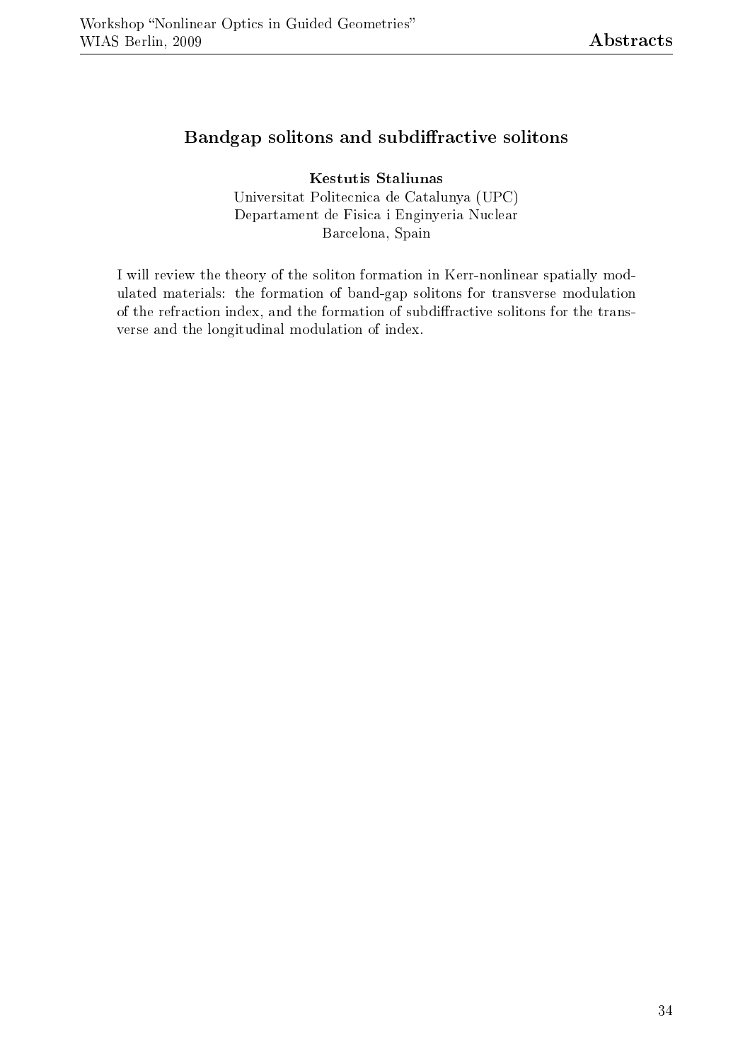## Bandgap solitons and subdiffractive solitons

**Kestutis Staliunas**
Universitat Politecnica de Catalunya (UPC)
Departament de Fisica i Enginyeria Nuclear
Barcelona, Spain

I will review the theory of the soliton formation in Kerr-nonlinear spatially modulated materials: the formation of band-gap solitons for transverse modulation of the refraction index, and the formation of subdiffractive solitons for the transverse and the longitudinal modulation of index.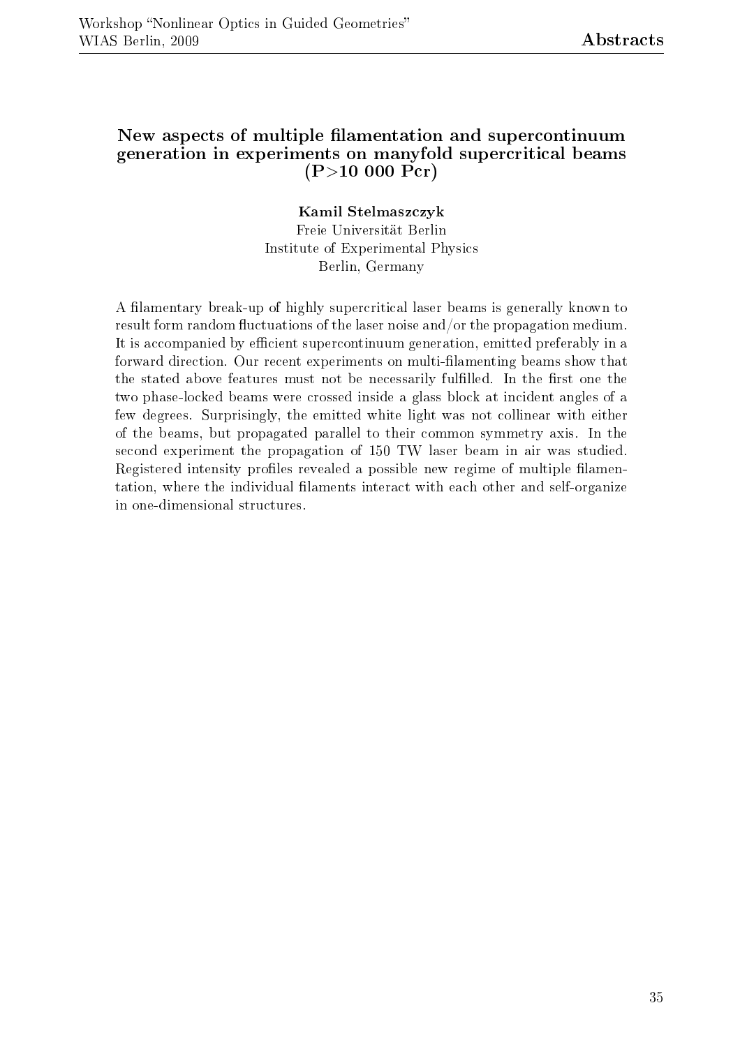## New aspects of multiple filamentation and supercontinuum generation in experiments on manyfold supercritical beams (P>10 000 Pcr)

**Kamil Stelmaszczyk**
Freie Universität Berlin
Institute of Experimental Physics
Berlin, Germany

A filamentary break-up of highly supercritical laser beams is generally known to result form random fluctuations of the laser noise and/or the propagation medium. It is accompanied by efficient supercontinuum generation, emitted preferably in a forward direction. Our recent experiments on multi-filamenting beams show that the stated above features must not be necessarily fulfilled. In the first one the two phase-locked beams were crossed inside a glass block at incident angles of a few degrees. Surprisingly, the emitted white light was not collinear with either of the beams, but propagated parallel to their common symmetry axis. In the second experiment the propagation of 150 TW laser beam in air was studied. Registered intensity profiles revealed a possible new regime of multiple filamentation, where the individual filaments interact with each other and self-organize in one-dimensional structures.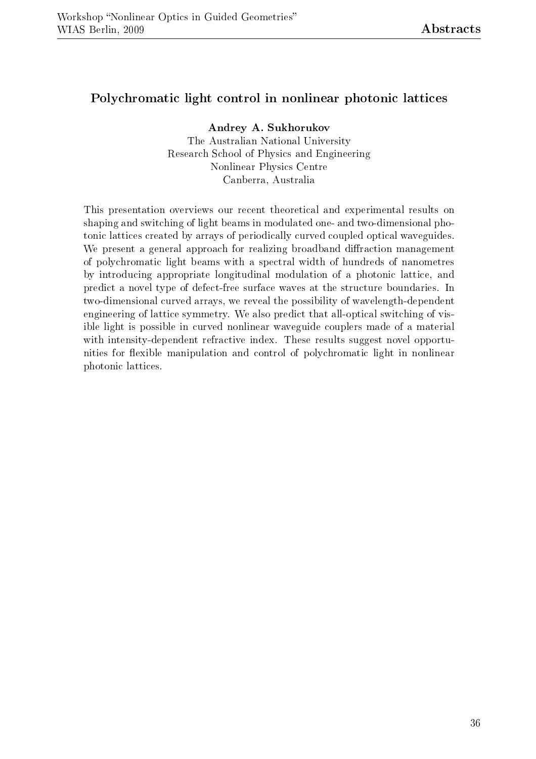## Polychromatic light control in nonlinear photonic lattices

**Andrey A. Sukhorukov**
The Australian National University
Research School of Physics and Engineering
Nonlinear Physics Centre
Canberra, Australia

This presentation overviews our recent theoretical and experimental results on shaping and switching of light beams in modulated one- and two-dimensional photonic lattices created by arrays of periodically curved coupled optical waveguides. We present a general approach for realizing broadband diffraction management of polychromatic light beams with a spectral width of hundreds of nanometres by introducing appropriate longitudinal modulation of a photonic lattice, and predict a novel type of defect-free surface waves at the structure boundaries. In two-dimensional curved arrays, we reveal the possibility of wavelength-dependent engineering of lattice symmetry. We also predict that all-optical switching of visible light is possible in curved nonlinear waveguide couplers made of a material with intensity-dependent refractive index. These results suggest novel opportunities for flexible manipulation and control of polychromatic light in nonlinear photonic lattices.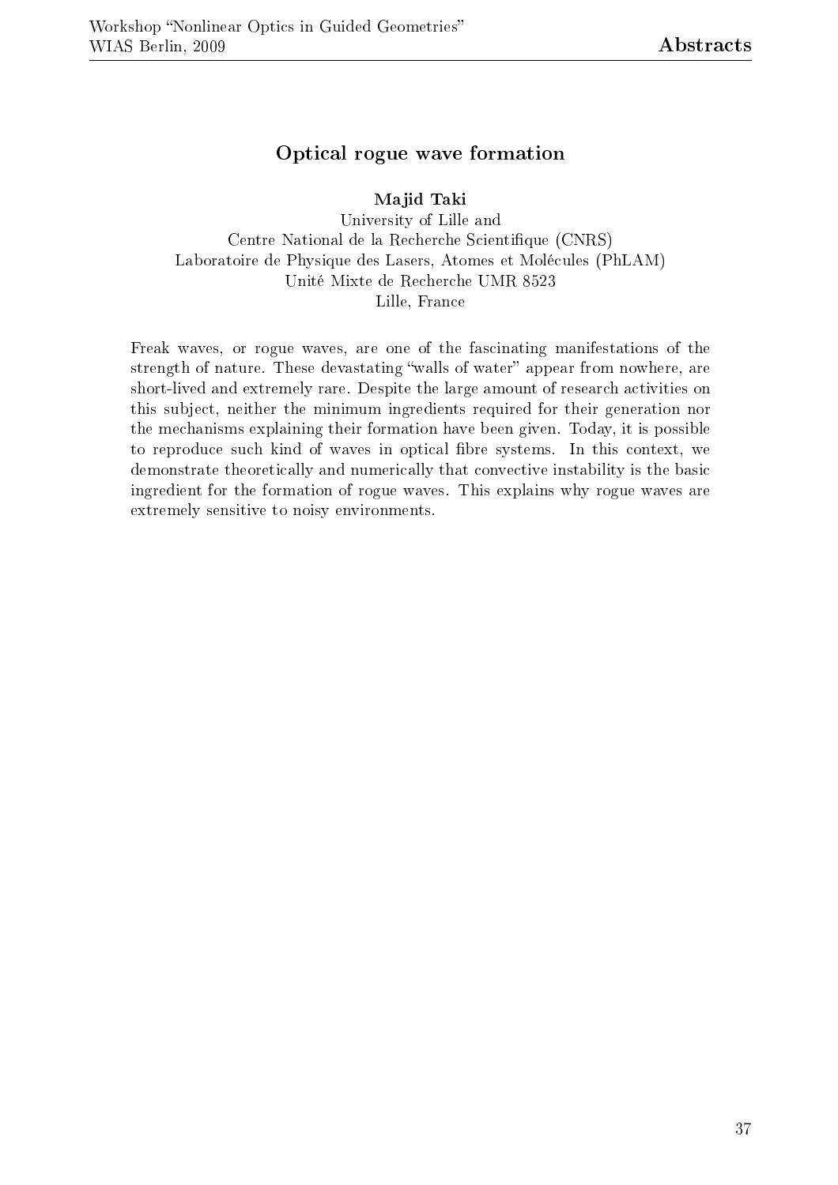## Optical rogue wave formation

**Majid Taki**
University of Lille and
Centre National de la Recherche Scientifique (CNRS)
Laboratoire de Physique des Lasers, Atomes et Molécules (PhLAM)
Unité Mixte de Recherche UMR 8523
Lille, France

Freak waves, or rogue waves, are one of the fascinating manifestations of the strength of nature. These devastating "walls of water" appear from nowhere, are short-lived and extremely rare. Despite the large amount of research activities on this subject, neither the minimum ingredients required for their generation nor the mechanisms explaining their formation have been given. Today, it is possible to reproduce such kind of waves in optical fibre systems. In this context, we demonstrate theoretically and numerically that convective instability is the basic ingredient for the formation of rogue waves. This explains why rogue waves are extremely sensitive to noisy environments.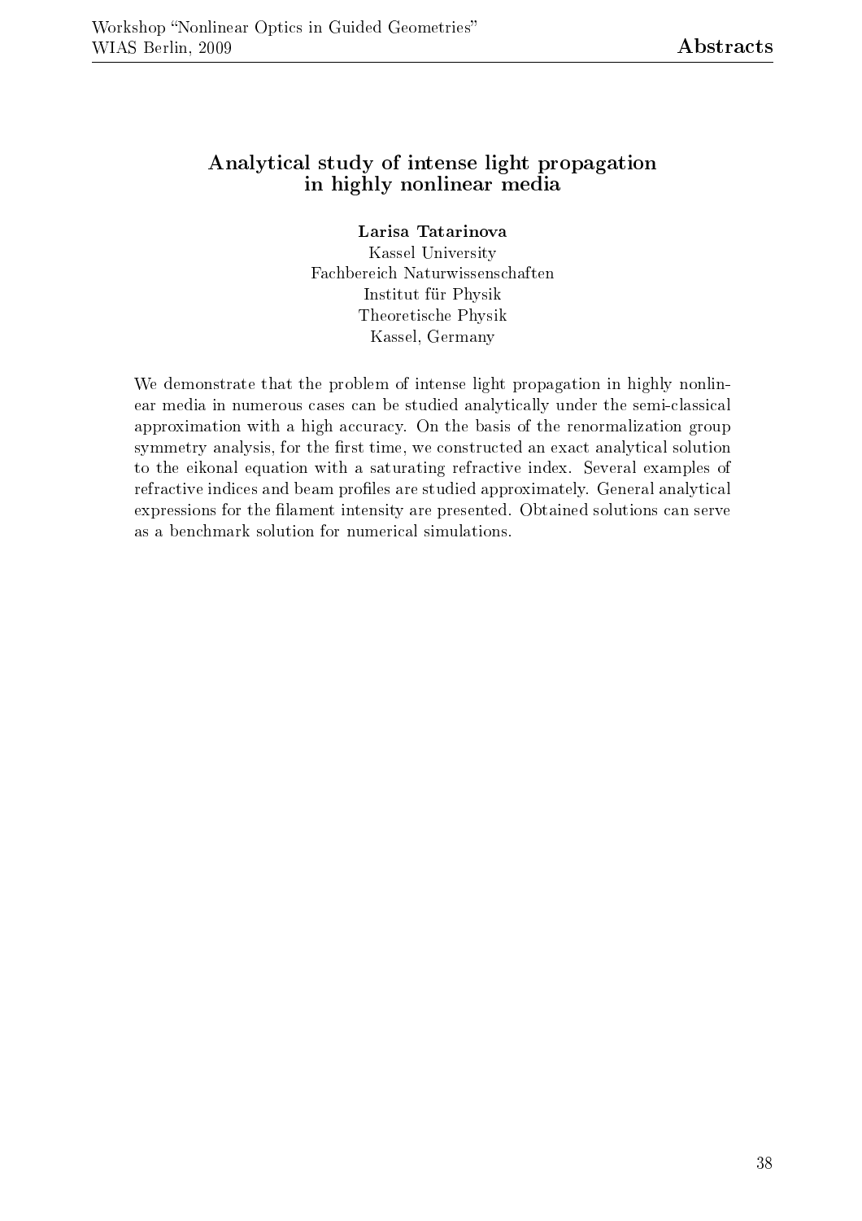# Analytical study of intense light propagation in highly nonlinear media

**Larisa Tatarinova**

Kassel University
Fachbereich Naturwissenschaften
Institut für Physik
Theoretische Physik
Kassel, Germany

We demonstrate that the problem of intense light propagation in highly nonlinear media in numerous cases can be studied analytically under the semi-classical approximation with a high accuracy. On the basis of the renormalization group symmetry analysis, for the first time, we constructed an exact analytical solution to the eikonal equation with a saturating refractive index. Several examples of refractive indices and beam profiles are studied approximately. General analytical expressions for the filament intensity are presented. Obtained solutions can serve as a benchmark solution for numerical simulations.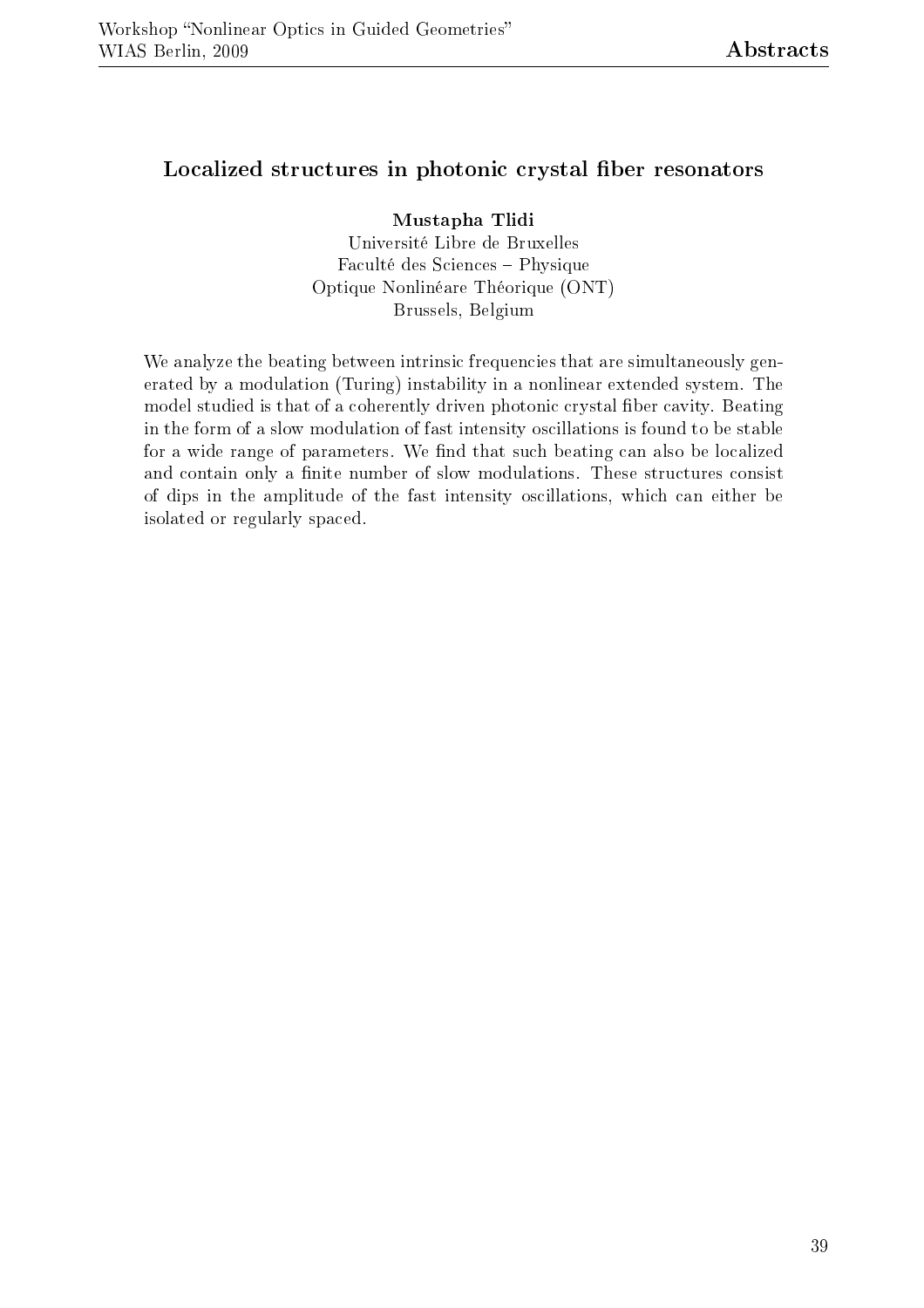## Localized structures in photonic crystal fiber resonators

**Mustapha Tlidi**
Université Libre de Bruxelles
Faculté des Sciences – Physique
Optique Nonlinéare Théorique (ONT)
Brussels, Belgium

We analyze the beating between intrinsic frequencies that are simultaneously generated by a modulation (Turing) instability in a nonlinear extended system. The model studied is that of a coherently driven photonic crystal fiber cavity. Beating in the form of a slow modulation of fast intensity oscillations is found to be stable for a wide range of parameters. We find that such beating can also be localized and contain only a finite number of slow modulations. These structures consist of dips in the amplitude of the fast intensity oscillations, which can either be isolated or regularly spaced.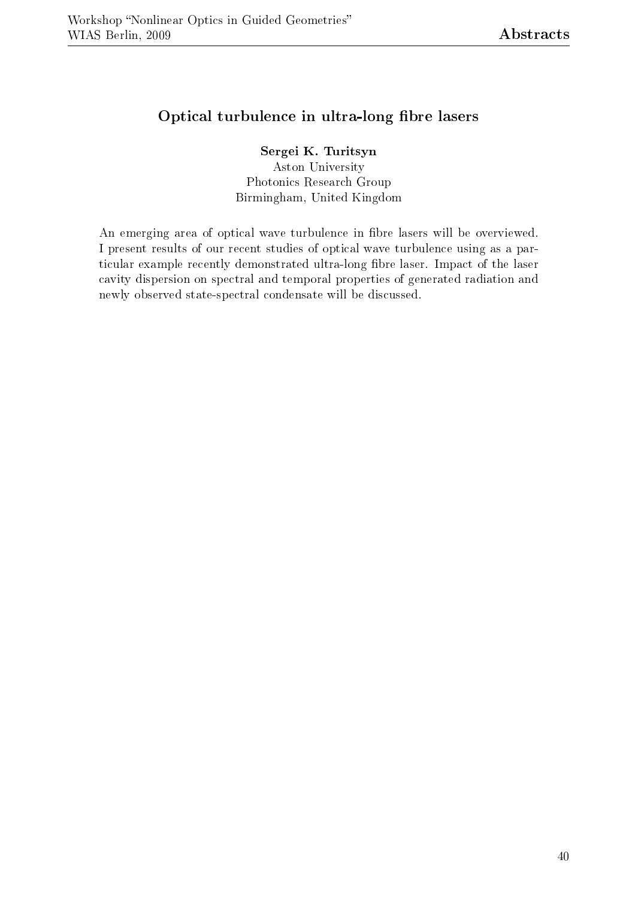## Optical turbulence in ultra-long fibre lasers

**Sergei K. Turitsyn**
Aston University
Photonics Research Group
Birmingham, United Kingdom

An emerging area of optical wave turbulence in fibre lasers will be overviewed. I present results of our recent studies of optical wave turbulence using as a particular example recently demonstrated ultra-long fibre laser. Impact of the laser cavity dispersion on spectral and temporal properties of generated radiation and newly observed state-spectral condensate will be discussed.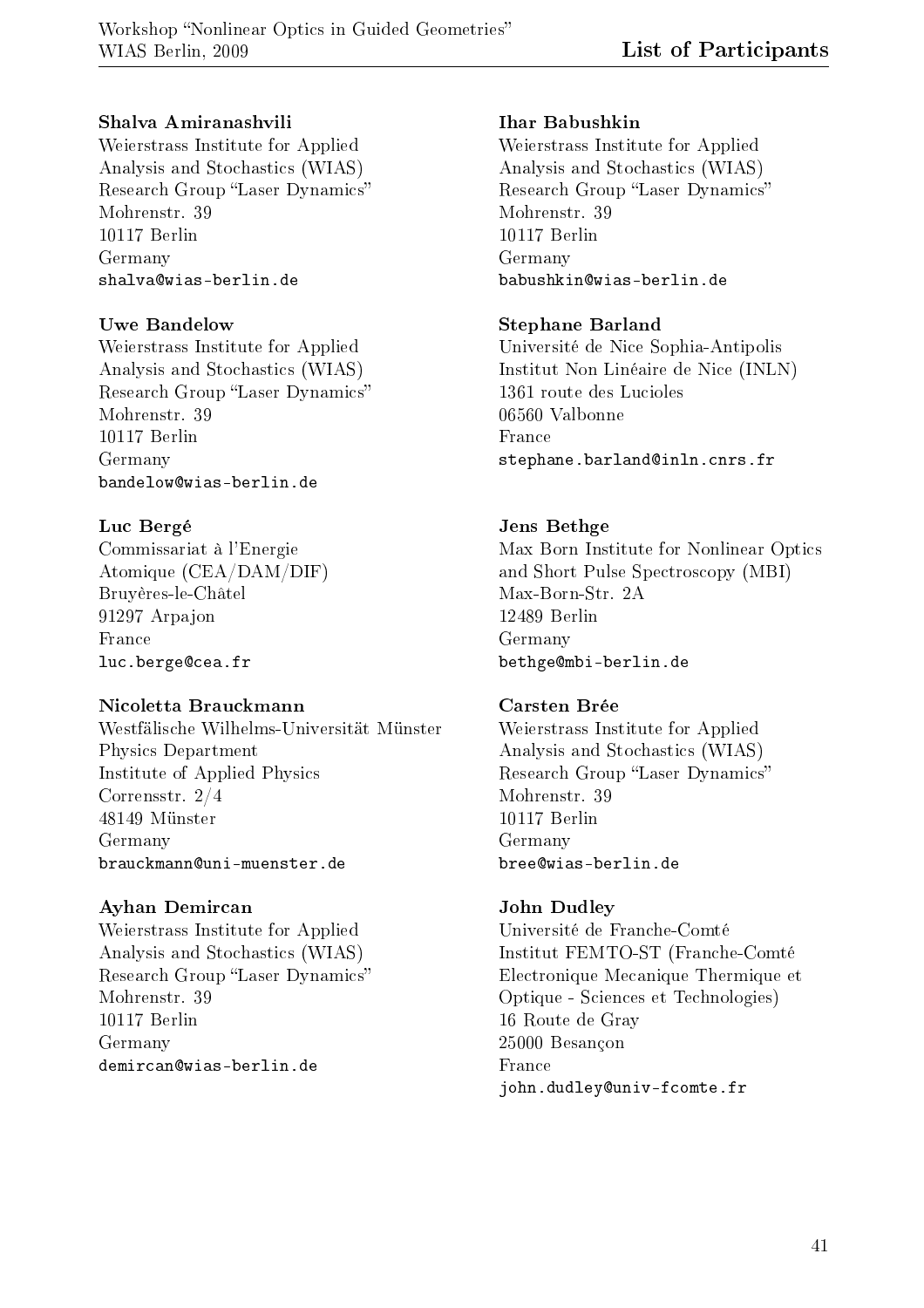**Shalva Amiranashvili**
Weierstrass Institute for Applied
Analysis and Stochastics (WIAS)
Research Group "Laser Dynamics"
Mohrenstr. 39
10117 Berlin
Germany
shalva@wias-berlin.de

**Ihar Babushkin**
Weierstrass Institute for Applied
Analysis and Stochastics (WIAS)
Research Group "Laser Dynamics"
Mohrenstr. 39
10117 Berlin
Germany
babushkin@wias-berlin.de

**Uwe Bandelow**
Weierstrass Institute for Applied
Analysis and Stochastics (WIAS)
Research Group "Laser Dynamics"
Mohrenstr. 39
10117 Berlin
Germany
bandelow@wias-berlin.de

**Stephane Barland**
Université de Nice Sophia-Antipolis
Institut Non Linéaire de Nice (INLN)
1361 route des Lucioles
06560 Valbonne
France
stephane.barland@inln.cnrs.fr

**Luc Bergé**
Commissariat à l'Energie
Atomique (CEA/DAM/DIF)
Bruyères-le-Châtel
91297 Arpajon
France
luc.berge@cea.fr

**Jens Bethge**
Max Born Institute for Nonlinear Optics
and Short Pulse Spectroscopy (MBI)
Max-Born-Str. 2A
12489 Berlin
Germany
bethge@mbi-berlin.de

**Nicoletta Brauckmann**
Westfälische Wilhelms-Universität Münster
Physics Department
Institute of Applied Physics
Corrensstr. 2/4
48149 Münster
Germany
brauckmann@uni-muenster.de

**Carsten Brée**
Weierstrass Institute for Applied
Analysis and Stochastics (WIAS)
Research Group "Laser Dynamics"
Mohrenstr. 39
10117 Berlin
Germany
bree@wias-berlin.de

**Ayhan Demircan**
Weierstrass Institute for Applied
Analysis and Stochastics (WIAS)
Research Group "Laser Dynamics"
Mohrenstr. 39
10117 Berlin
Germany
demircan@wias-berlin.de

**John Dudley**
Université de Franche-Comté
Institut FEMTO-ST (Franche-Comté
Electronique Mecanique Thermique et
Optique - Sciences et Technologies)
16 Route de Gray
25000 Besançon
France
john.dudley@univ-fcomte.fr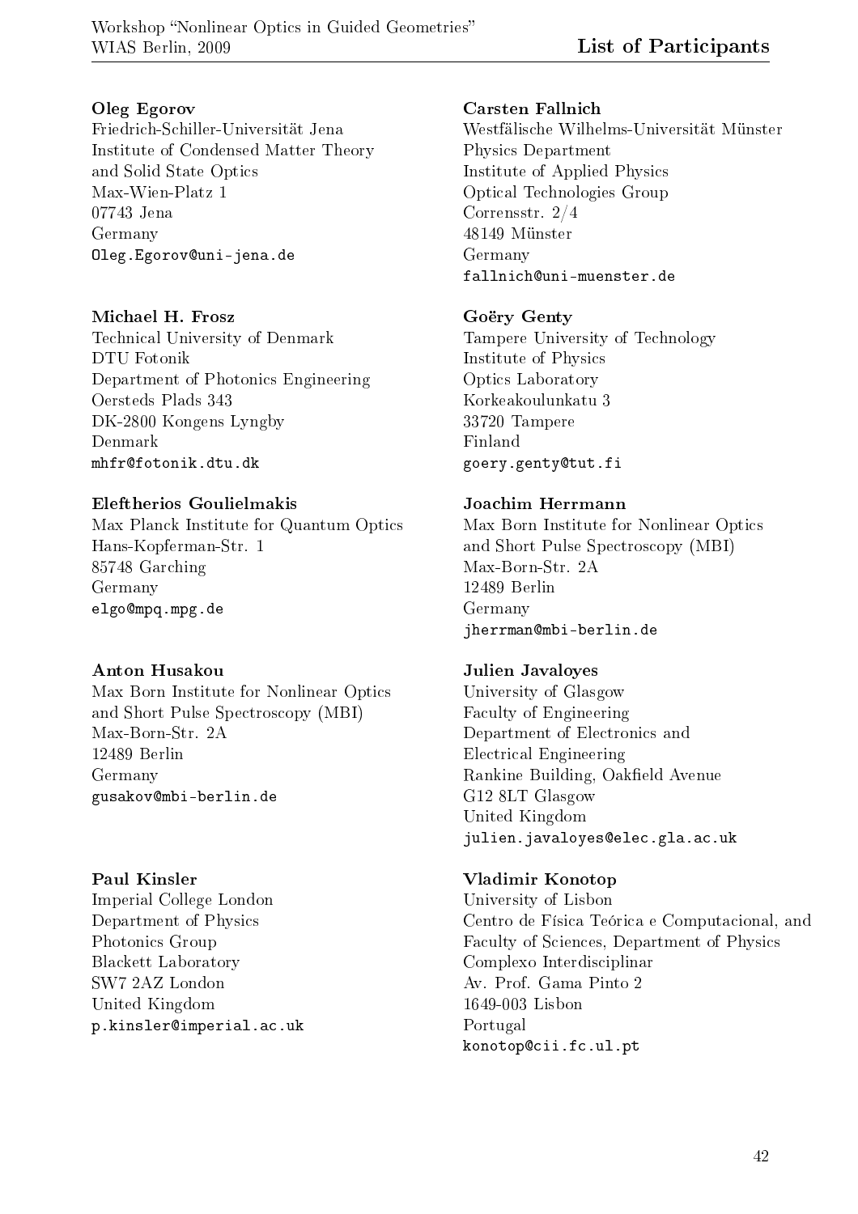**Oleg Egorov**
Friedrich-Schiller-Universität Jena
Institute of Condensed Matter Theory
and Solid State Optics
Max-Wien-Platz 1
07743 Jena
Germany
Oleg.Egorov@uni-jena.de

**Carsten Fallnich**
Westfälische Wilhelms-Universität Münster
Physics Department
Institute of Applied Physics
Optical Technologies Group
Correnssstr. 2/4
48149 Münster
Germany
fallnich@uni-muenster.de

**Michael H. Frosz**
Technical University of Denmark
DTU Fotonik
Department of Photonics Engineering
Oersteds Plads 343
DK-2800 Kongens Lyngby
Denmark
mhfr@fotonik.dtu.dk

**Goëry Genty**
Tampere University of Technology
Institute of Physics
Optics Laboratory
Korkeakoulunkatu 3
33720 Tampere
Finland
goery.genty@tut.fi

**Eleftherios Goulielmakis**
Max Planck Institute for Quantum Optics
Hans-Kopferman-Str. 1
85748 Garching
Germany
elgo@mpq.mpg.de

**Joachim Herrmann**
Max Born Institute for Nonlinear Optics
and Short Pulse Spectroscopy (MBI)
Max-Born-Str. 2A
12489 Berlin
Germany
jherrman@mbi-berlin.de

**Anton Husakou**
Max Born Institute for Nonlinear Optics
and Short Pulse Spectroscopy (MBI)
Max-Born-Str. 2A
12489 Berlin
Germany
gusakov@mbi-berlin.de

**Julien Javaloyes**
University of Glasgow
Faculty of Engineering
Department of Electronics and
Electrical Engineering
Rankine Building, Oakfield Avenue
G12 8LT Glasgow
United Kingdom
julien.javaloyes@elec.gla.ac.uk

**Paul Kinsler**
Imperial College London
Department of Physics
Photonics Group
Blackett Laboratory
SW7 2AZ London
United Kingdom
p.kinsler@imperial.ac.uk

**Vladimir Konotop**
University of Lisbon
Centro de Física Teórica e Computacional, and
Faculty of Sciences, Department of Physics
Complexo Interdisciplinar
Av. Prof. Gama Pinto 2
1649-003 Lisbon
Portugal
konotop@cii.fc.ul.pt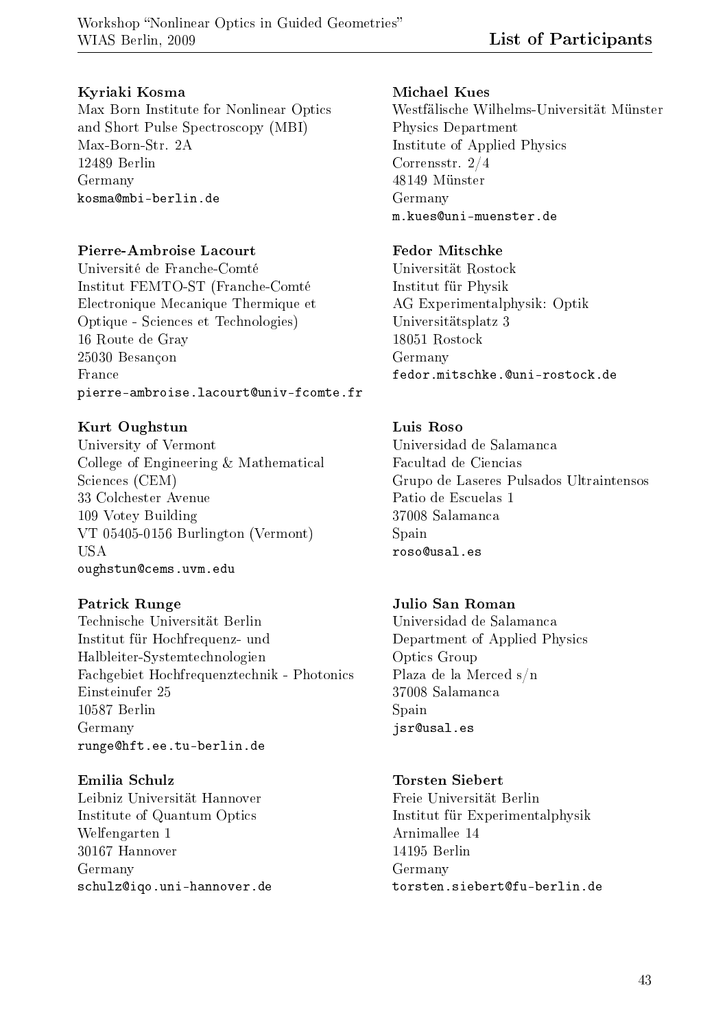**Kyriaki Kosma**
Max Born Institute for Nonlinear Optics
and Short Pulse Spectroscopy (MBI)
Max-Born-Str. 2A
12489 Berlin
Germany
kosma@mbi-berlin.de

**Michael Kues**
Westfälische Wilhelms-Universität Münster
Physics Department
Institute of Applied Physics
Corrensstr. 2/4
48149 Münster
Germany
m.kues@uni-muenster.de

**Pierre-Ambroise Lacourt**
Université de Franche-Comté
Institut FEMTO-ST (Franche-Comté
Electronique Mecanique Thermique et
Optique - Sciences et Technologies)
16 Route de Gray
25030 Besançon
France
pierre-ambroise.lacourt@univ-fcomte.fr

**Fedor Mitschke**
Universität Rostock
Institut für Physik
AG Experimentalphysik: Optik
Universitätsplatz 3
18051 Rostock
Germany
fedor.mitschke.@uni-rostock.de

**Kurt Oughstun**
University of Vermont
College of Engineering & Mathematical
Sciences (CEM)
33 Colchester Avenue
109 Votey Building
VT 05405-0156 Burlington (Vermont)
USA
oughstun@cems.uvm.edu

**Luis Roso**
Universidad de Salamanca
Facultad de Ciencias
Grupo de Laseres Pulsados Ultraintensos
Patio de Escuelas 1
37008 Salamanca
Spain
roso@usal.es

**Patrick Runge**
Technische Universität Berlin
Institut für Hochfrequenz- und
Halbleiter-Systemtechnologien
Fachgebiet Hochfrequenztechnik - Photonics
Einsteinufer 25
10587 Berlin
Germany
runge@hft.ee.tu-berlin.de

**Julio San Roman**
Universidad de Salamanca
Department of Applied Physics
Optics Group
Plaza de la Merced s/n
37008 Salamanca
Spain
jsr@usal.es

**Emilia Schulz**
Leibniz Universität Hannover
Institute of Quantum Optics
Welfengarten 1
30167 Hannover
Germany
schulz@iqo.uni-hannover.de

**Torsten Siebert**
Freie Universität Berlin
Institut für Experimentalphysik
Arnimallee 14
14195 Berlin
Germany
torsten.siebert@fu-berlin.de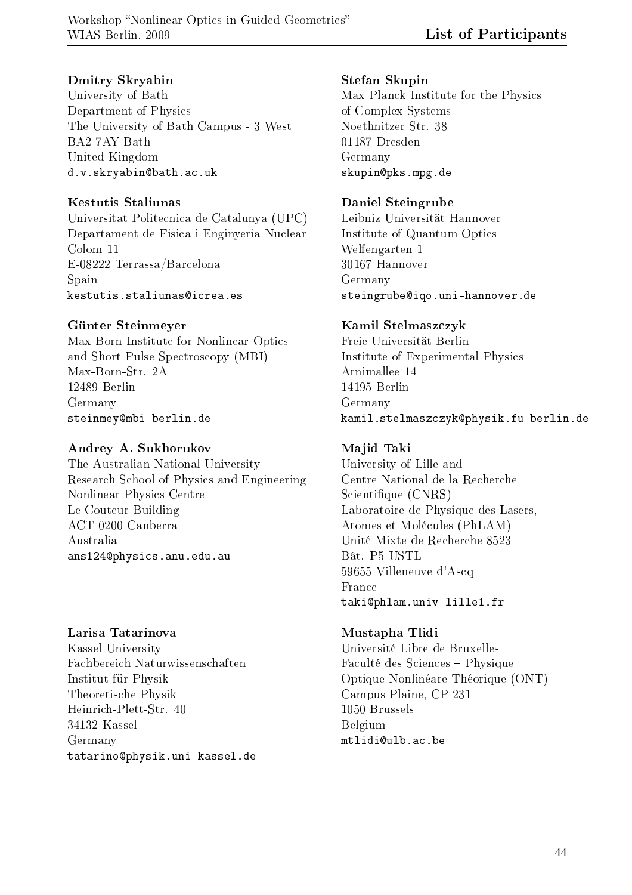**Dmitry Skryabin**
University of Bath
Department of Physics
The University of Bath Campus - 3 West
BA2 7AY Bath
United Kingdom
d.v.skryabin@bath.ac.uk

**Stefan Skupin**
Max Planck Institute for the Physics
of Complex Systems
Noethnitzer Str. 38
01187 Dresden
Germany
skupin@pks.mpg.de

**Kestutis Staliunas**
Universitat Politecnica de Catalunya (UPC)
Departament de Fisica i Enginyeria Nuclear
Colom 11
E-08222 Terrassa/Barcelona
Spain
kestutis.staliunas@icrea.es

**Daniel Steingrube**
Leibniz Universität Hannover
Institute of Quantum Optics
Welfengarten 1
30167 Hannover
Germany
steingrube@iqo.uni-hannover.de

**Günter Steinmeyer**
Max Born Institute for Nonlinear Optics
and Short Pulse Spectroscopy (MBI)
Max-Born-Str. 2A
12489 Berlin
Germany
steinmey@mbi-berlin.de

**Kamil Stelmaszczyk**
Freie Universität Berlin
Institute of Experimental Physics
Arnimallee 14
14195 Berlin
Germany
kamil.stelmaszczyk@physik.fu-berlin.de

**Andrey A. Sukhorukov**
The Australian National University
Research School of Physics and Engineering
Nonlinear Physics Centre
Le Couteur Building
ACT 0200 Canberra
Australia
ans124@physics.anu.edu.au

**Majid Taki**
University of Lille and
Centre National de la Recherche
Scientifique (CNRS)
Laboratoire de Physique des Lasers,
Atomes et Molécules (PhLAM)
Unité Mixte de Recherche 8523
Bât. P5 USTL
59655 Villeneuve d'Ascq
France
taki@phlam.univ-lille1.fr

**Larisa Tatarinova**
Kassel University
Fachbereich Naturwissenschaften
Institut für Physik
Theoretische Physik
Heinrich-Plett-Str. 40
34132 Kassel
Germany
tatarino@physik.uni-kassel.de

**Mustapha Tlidi**
Université Libre de Bruxelles
Faculté des Sciences – Physique
Optique Nonlinéare Théorique (ONT)
Campus Plaine, CP 231
1050 Brussels
Belgium
mtlidi@ulb.ac.be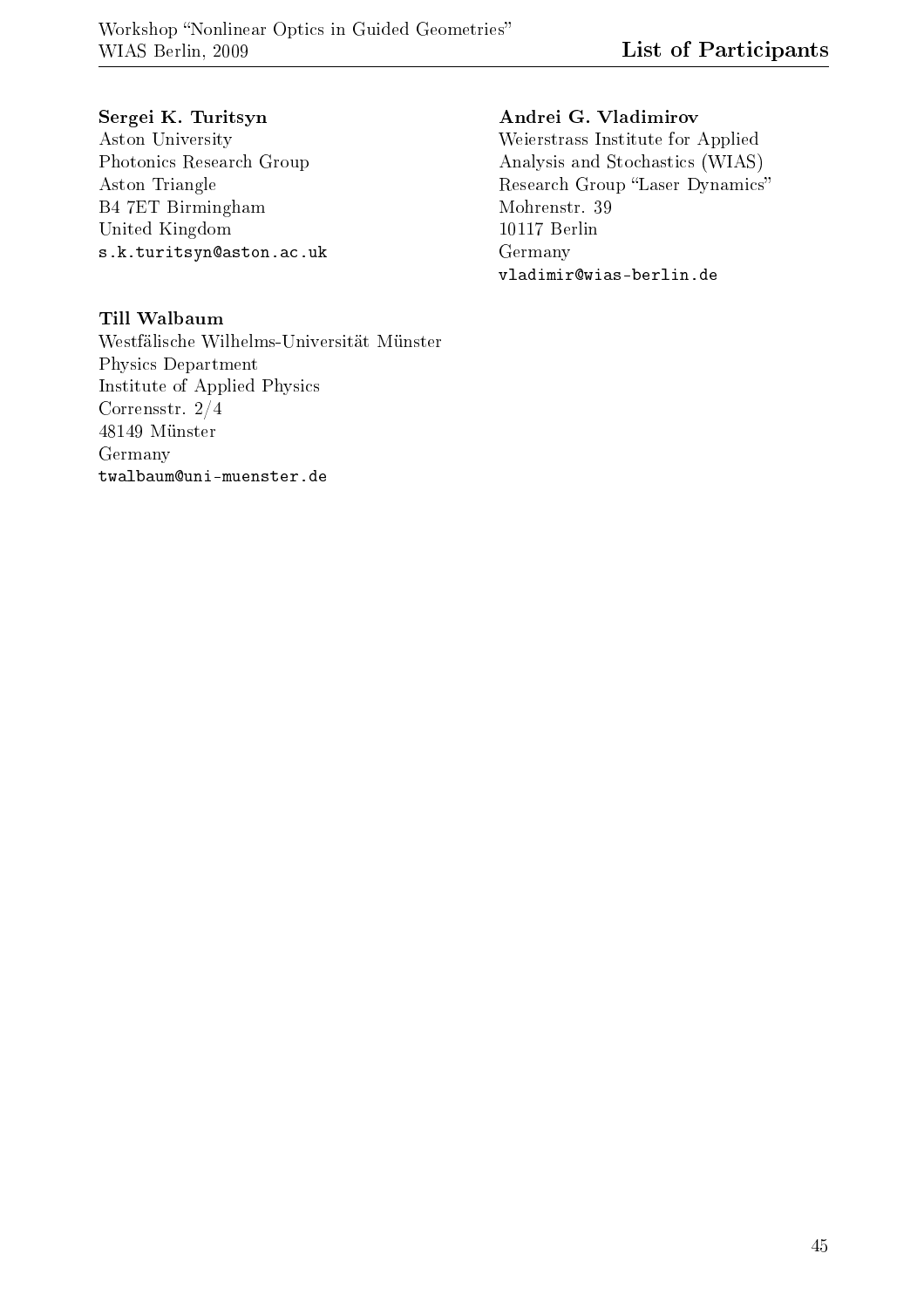**Sergei K. Turitsyn**
Aston University
Photonics Research Group
Aston Triangle
B4 7ET Birmingham
United Kingdom
s.k.turitsyn@aston.ac.uk

**Andrei G. Vladimirov**
Weierstrass Institute for Applied
Analysis and Stochastics (WIAS)
Research Group "Laser Dynamics"
Mohrenstr. 39
10117 Berlin
Germany
vladimir@wias-berlin.de

**Till Walbaum**
Westfälische Wilhelms-Universität Münster
Physics Department
Institute of Applied Physics
Corrensstr. 2/4
48149 Münster
Germany
twalbaum@uni-muenster.de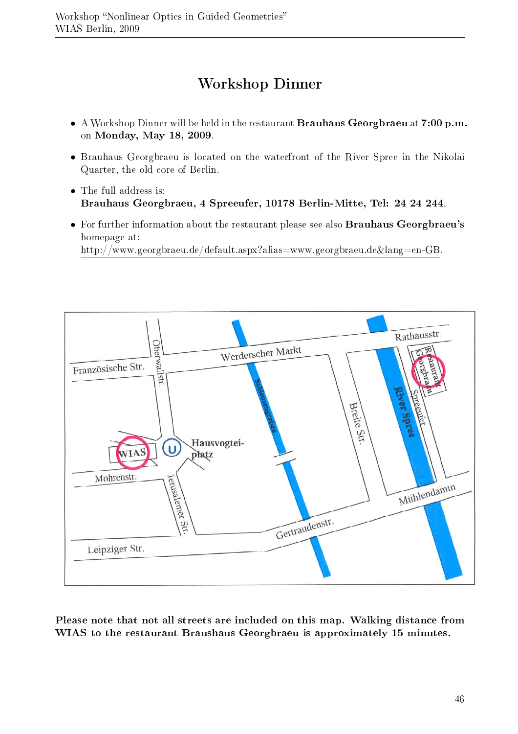# Workshop Dinner

- A Workshop Dinner will be held in the restaurant **Brauhaus Georgbraeu** at **7:00 p.m.** on **Monday, May 18, 2009**.
- Brauhaus Georgbraeu is located on the waterfront of the River Spree in the Nikolai Quarter, the old core of Berlin.
- The full address is:
  **Brauhaus Georgbraeu, 4 Spreeufer, 10178 Berlin-Mitte, Tel: 24 24 244**.
- For further information about the restaurant please see also **Brauhaus Georgbraeu's** homepage at:
  http://www.georgbraeu.de/default.aspx?alias=www.georgbraeu.de&lang=en-GB.

**Please note that not all streets are included on this map. Walking distance from WIAS to the restaurant Braushaus Georgbraeu is approximately 15 minutes.**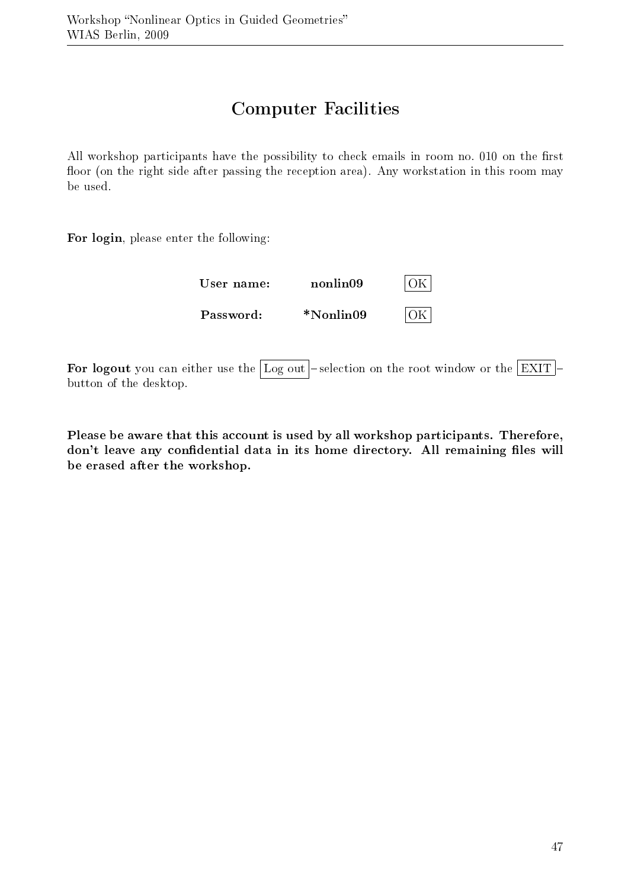# Computer Facilities

All workshop participants have the possibility to check emails in room no. 010 on the first floor (on the right side after passing the reception area). Any workstation in this room may be used.

**For login**, please enter the following:

| | | |
|---|---|---|
| **User name:** | **nonlin09** | OK |
| **Password:** | ***Nonlin09** | OK |

**For logout** you can either use the Log out –selection on the root window or the EXIT –button of the desktop.

**Please be aware that this account is used by all workshop participants. Therefore, don't leave any confidential data in its home directory. All remaining files will be erased after the workshop.**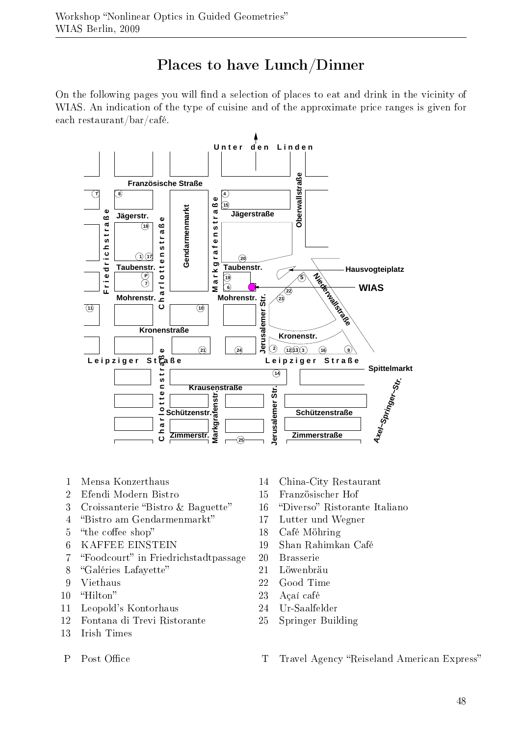# Places to have Lunch/Dinner

On the following pages you will find a selection of places to eat and drink in the vicinity of WIAS. An indication of the type of cuisine and of the approximate price ranges is given for each restaurant/bar/café.

1 Mensa Konzerthaus
2 Efendi Modern Bistro
3 Croissanterie "Bistro & Baguette"
4 "Bistro am Gendarmenmarkt"
5 "the coffee shop"
6 KAFFEE EINSTEIN
7 "Foodcourt" in Friedrichstadtpassage
8 "Galéries Lafayette"
9 Viethaus
10 "Hilton"
11 Leopold's Kontorhaus
12 Fontana di Trevi Ristorante
13 Irish Times
14 China-City Restaurant
15 Französischer Hof
16 "Diverso" Ristorante Italiano
17 Lutter und Wegner
18 Café Möhring
19 Shan Rahimkan Café
20 Brasserie
21 Löwenbräu
22 Good Time
23 Açaí café
24 Ur-Saalfelder
25 Springer Building

P Post Office
T Travel Agency "Reiseland American Express"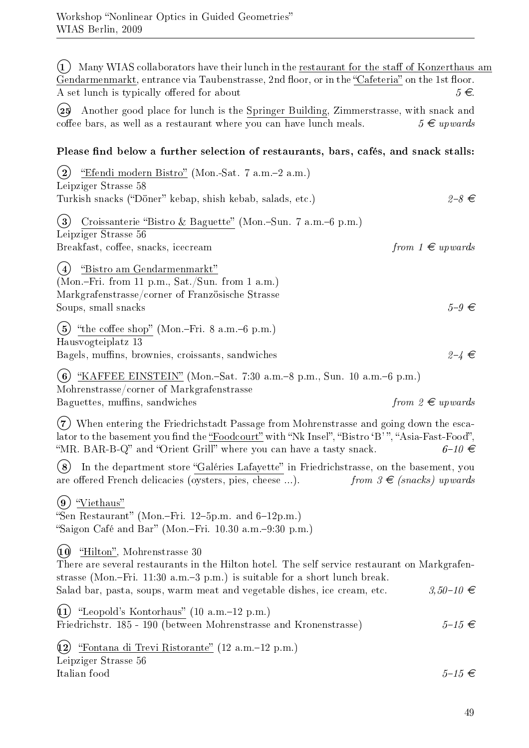(1) Many WIAS collaborators have their lunch in the restaurant for the staff of Konzerthaus am Gendarmenmarkt, entrance via Taubenstrasse, 2nd floor, or in the "Cafeteria" on the 1st floor. A set lunch is typically offered for about *5 €.*

(25) Another good place for lunch is the Springer Building, Zimmerstrasse, with snack and coffee bars, as well as a restaurant where you can have lunch meals. *5 € upwards*

**Please find below a further selection of restaurants, bars, cafés, and snack stalls:**

(2) "Efendi modern Bistro" (Mon.-Sat. 7 a.m.–2 a.m.)
Leipziger Strasse 58
Turkish snacks ("Döner" kebap, shish kebab, salads, etc.) *2–8 €*

(3) Croissanterie "Bistro & Baguette" (Mon.–Sun. 7 a.m.–6 p.m.)
Leipziger Strasse 56
Breakfast, coffee, snacks, icecream *from 1 € upwards*

(4) "Bistro am Gendarmenmarkt"
(Mon.–Fri. from 11 p.m., Sat./Sun. from 1 a.m.)
Markgrafenstrasse/corner of Französische Strasse
Soups, small snacks *5–9 €*

(5) "the coffee shop" (Mon.–Fri. 8 a.m.–6 p.m.)
Hausvogteiplatz 13
Bagels, muffins, brownies, croissants, sandwiches *2–4 €*

(6) "KAFFEE EINSTEIN" (Mon.–Sat. 7:30 a.m.–8 p.m., Sun. 10 a.m.–6 p.m.)
Mohrenstrasse/corner of Markgrafenstrasse
Baguettes, muffins, sandwiches *from 2 € upwards*

(7) When entering the Friedrichstadt Passage from Mohrenstrasse and going down the escalator to the basement you find the "Foodcourt" with "Nk Insel", "Bistro 'B' ", "Asia-Fast-Food", "MR. BAR-B-Q" and "Orient Grill" where you can have a tasty snack. *6–10 €*

(8) In the department store "Galéries Lafayette" in Friedrichstrasse, on the basement, you are offered French delicacies (oysters, pies, cheese ...). *from 3 € (snacks) upwards*

(9) "Viethaus"
"Sen Restaurant" (Mon.–Fri. 12–5p.m. and 6–12p.m.)
"Saigon Café and Bar" (Mon.–Fri. 10.30 a.m.–9:30 p.m.)

(10) "Hilton", Mohrenstrasse 30
There are several restaurants in the Hilton hotel. The self service restaurant on Markgrafenstrasse (Mon.–Fri. 11:30 a.m.–3 p.m.) is suitable for a short lunch break.
Salad bar, pasta, soups, warm meat and vegetable dishes, ice cream, etc. *3,50–10 €*

(11) "Leopold's Kontorhaus" (10 a.m.–12 p.m.)
Friedrichstr. 185 - 190 (between Mohrenstrasse and Kronenstrasse) *5–15 €*

(12) "Fontana di Trevi Ristorante" (12 a.m.–12 p.m.)
Leipziger Strasse 56
Italian food *5–15 €*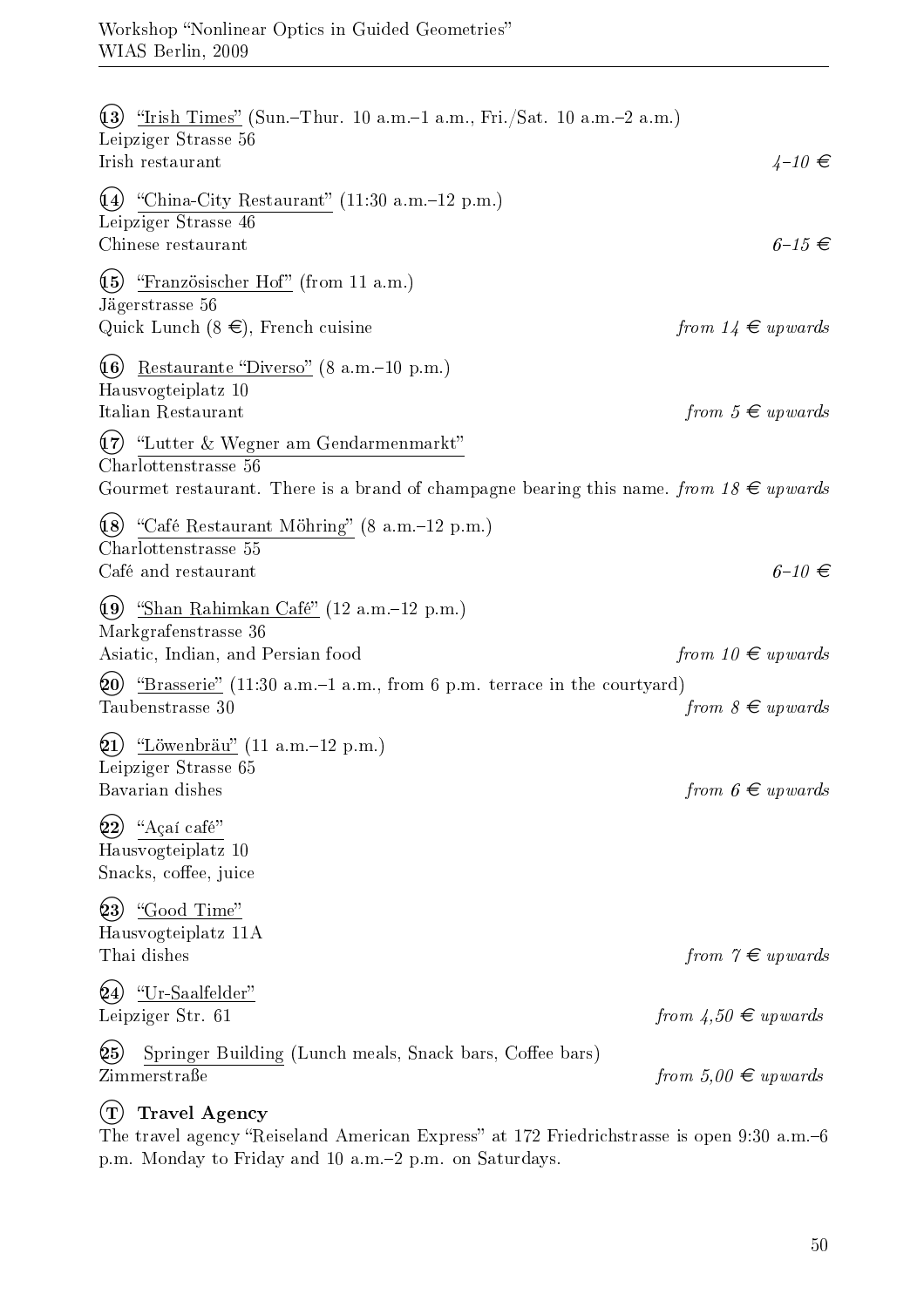(13) "Irish Times" (Sun.–Thur. 10 a.m.–1 a.m., Fri./Sat. 10 a.m.–2 a.m.)
Leipziger Strasse 56
Irish restaurant *4–10 €*

(14) "China-City Restaurant" (11:30 a.m.–12 p.m.)
Leipziger Strasse 46
Chinese restaurant *6–15 €*

(15) "Französischer Hof" (from 11 a.m.)
Jägerstrasse 56
Quick Lunch (8 €), French cuisine *from 14 € upwards*

(16) Restaurante "Diverso" (8 a.m.–10 p.m.)
Hausvogteiplatz 10
Italian Restaurant *from 5 € upwards*

(17) "Lutter & Wegner am Gendarmenmarkt"
Charlottenstrasse 56
Gourmet restaurant. There is a brand of champagne bearing this name. *from 18 € upwards*

(18) "Café Restaurant Möhring" (8 a.m.–12 p.m.)
Charlottenstrasse 55
Café and restaurant *6–10 €*

(19) "Shan Rahimkan Café" (12 a.m.–12 p.m.)
Markgrafenstrasse 36
Asiatic, Indian, and Persian food *from 10 € upwards*

(20) "Brasserie" (11:30 a.m.–1 a.m., from 6 p.m. terrace in the courtyard)
Taubenstrasse 30 *from 8 € upwards*

(21) "Löwenbräu" (11 a.m.–12 p.m.)
Leipziger Strasse 65
Bavarian dishes *from 6 € upwards*

(22) "Açaí café"
Hausvogteiplatz 10
Snacks, coffee, juice

(23) "Good Time"
Hausvogteiplatz 11A
Thai dishes *from 7 € upwards*

(24) "Ur-Saalfelder"
Leipziger Str. 61 *from 4,50 € upwards*

(25) Springer Building (Lunch meals, Snack bars, Coffee bars)
Zimmerstraße *from 5,00 € upwards*

**(T) Travel Agency**

The travel agency "Reiseland American Express" at 172 Friedrichstrasse is open 9:30 a.m.–6 p.m. Monday to Friday and 10 a.m.–2 p.m. on Saturdays.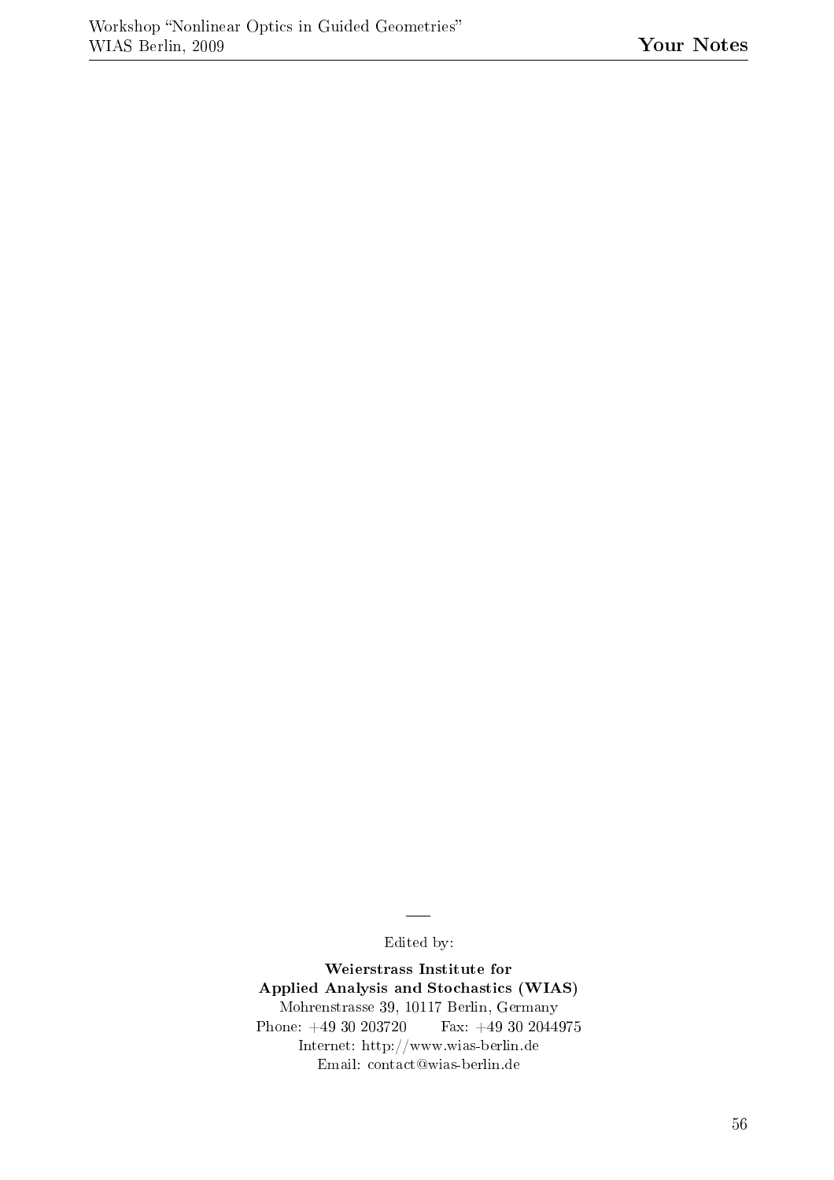## Your Notes

---

Edited by:

**Weierstrass Institute for Applied Analysis and Stochastics (WIAS)**
Mohrenstrasse 39, 10117 Berlin, Germany
Phone: +49 30 203720 Fax: +49 30 2044975
Internet: http://www.wias-berlin.de
Email: contact@wias-berlin.de